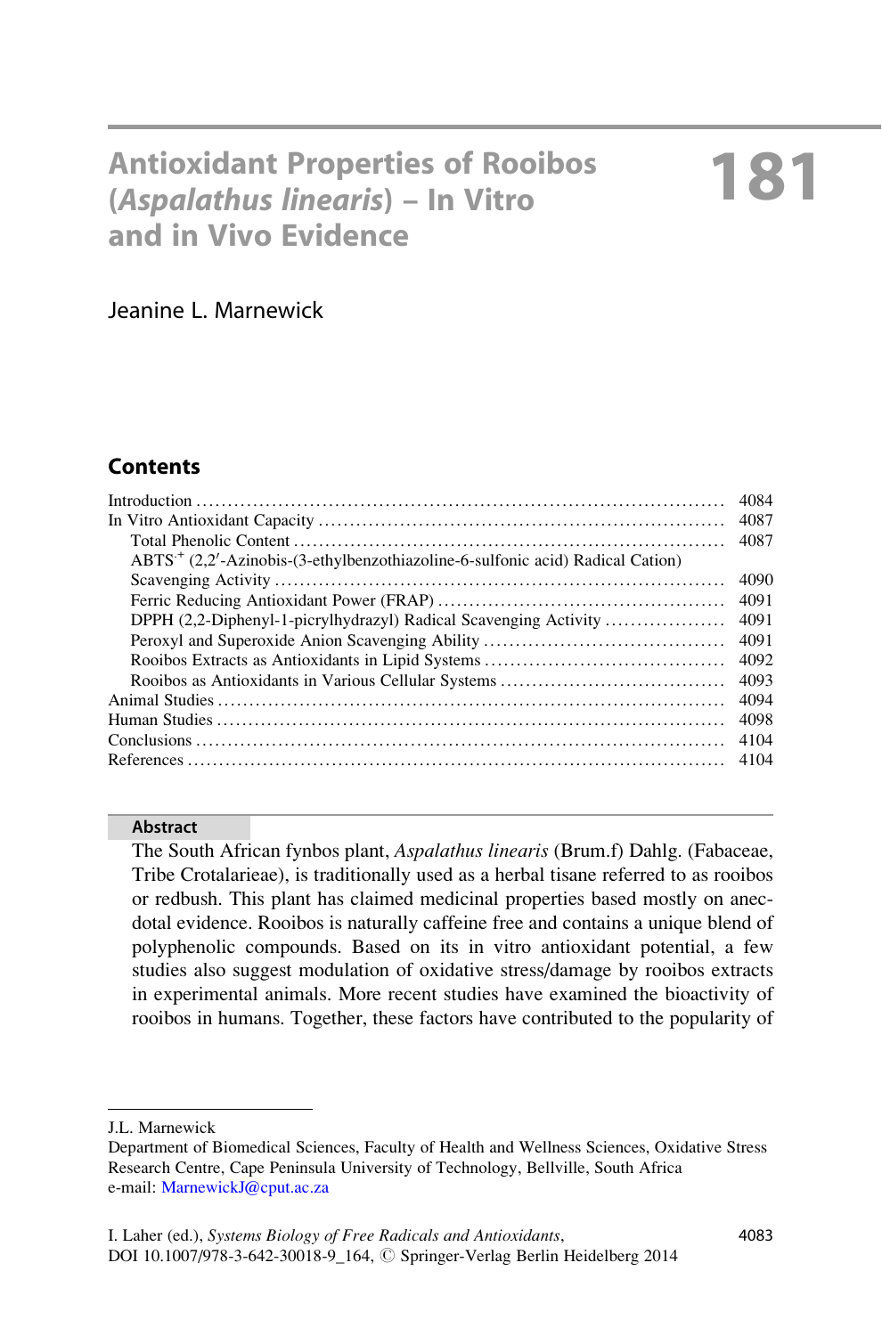# Antioxidant Properties of Rooibos (*Aspalathus linearis*) – In Vitro and in Vivo Evidence

**181**

Jeanine L. Marnewick

## Contents

- Introduction ..... 4084
- In Vitro Antioxidant Capacity ..... 4087
  - Total Phenolic Content ..... 4087
  - $ABTS^{\cdot+}$ (2,2′-Azinobis-(3-ethylbenzothiazoline-6-sulfonic acid) Radical Cation) Scavenging Activity ..... 4090
  - Ferric Reducing Antioxidant Power (FRAP) ..... 4091
  - DPPH (2,2-Diphenyl-1-picrylhydrazyl) Radical Scavenging Activity ..... 4091
  - Peroxyl and Superoxide Anion Scavenging Ability ..... 4091
  - Rooibos Extracts as Antioxidants in Lipid Systems ..... 4092
  - Rooibos as Antioxidants in Various Cellular Systems ..... 4093
- Animal Studies ..... 4094
- Human Studies ..... 4098
- Conclusions ..... 4104
- References ..... 4104

### Abstract

The South African fynbos plant, *Aspalathus linearis* (Brum.f) Dahlg. (Fabaceae, Tribe Crotalarieae), is traditionally used as a herbal tisane referred to as rooibos or redbush. This plant has claimed medicinal properties based mostly on anecdotal evidence. Rooibos is naturally caffeine free and contains a unique blend of polyphenolic compounds. Based on its in vitro antioxidant potential, a few studies also suggest modulation of oxidative stress/damage by rooibos extracts in experimental animals. More recent studies have examined the bioactivity of rooibos in humans. Together, these factors have contributed to the popularity of

---

J.L. Marnewick
Department of Biomedical Sciences, Faculty of Health and Wellness Sciences, Oxidative Stress Research Centre, Cape Peninsula University of Technology, Bellville, South Africa
e-mail: MarnewickJ@cput.ac.za

I. Laher (ed.), *Systems Biology of Free Radicals and Antioxidants*,
DOI 10.1007/978-3-642-30018-9_164, © Springer-Verlag Berlin Heidelberg 2014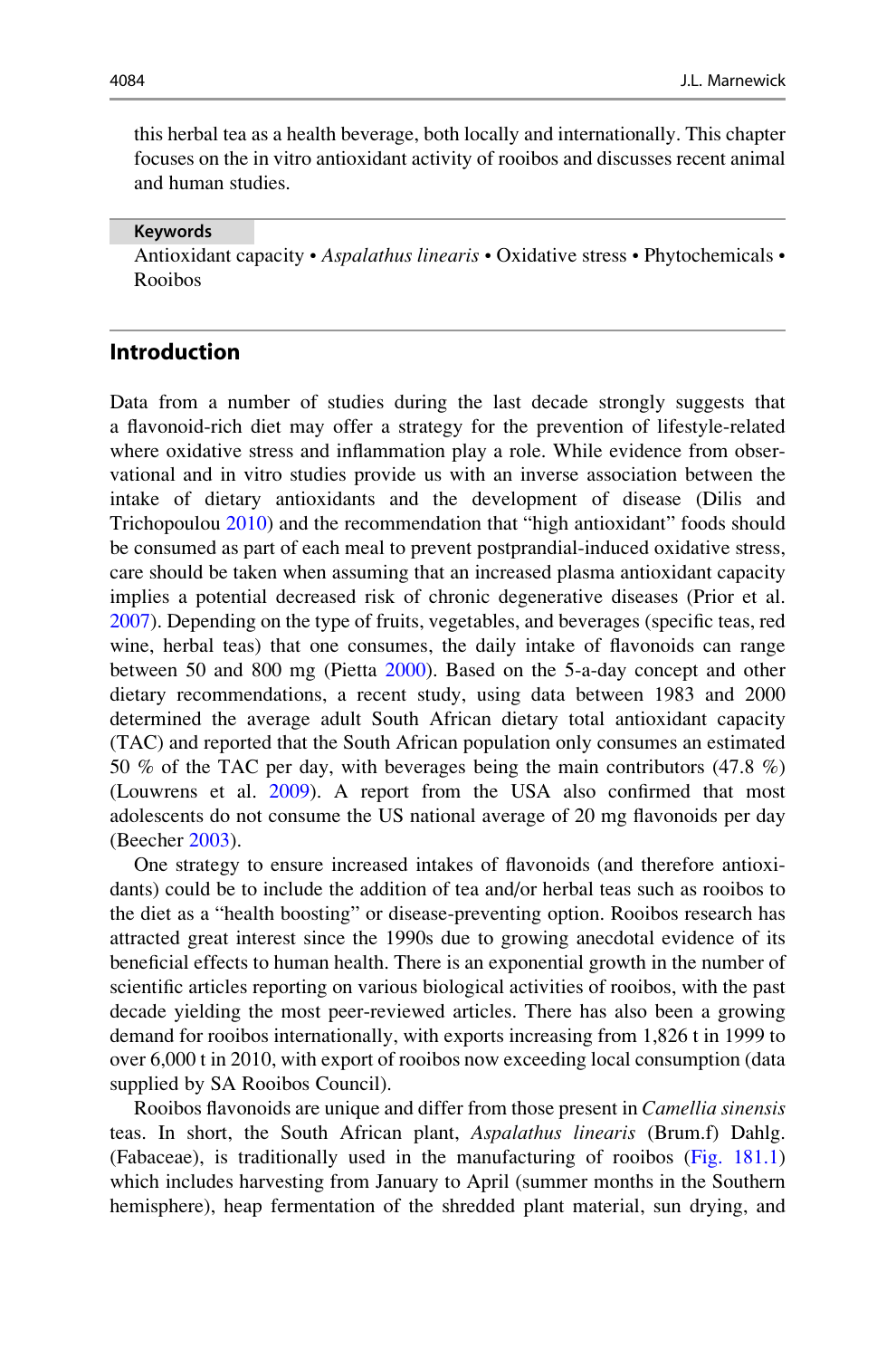this herbal tea as a health beverage, both locally and internationally. This chapter focuses on the in vitro antioxidant activity of rooibos and discusses recent animal and human studies.

**Keywords**

Antioxidant capacity • *Aspalathus linearis* • Oxidative stress • Phytochemicals • Rooibos

## Introduction

Data from a number of studies during the last decade strongly suggests that a flavonoid-rich diet may offer a strategy for the prevention of lifestyle-related where oxidative stress and inflammation play a role. While evidence from observational and in vitro studies provide us with an inverse association between the intake of dietary antioxidants and the development of disease (Dilis and Trichopoulou 2010) and the recommendation that "high antioxidant" foods should be consumed as part of each meal to prevent postprandial-induced oxidative stress, care should be taken when assuming that an increased plasma antioxidant capacity implies a potential decreased risk of chronic degenerative diseases (Prior et al. 2007). Depending on the type of fruits, vegetables, and beverages (specific teas, red wine, herbal teas) that one consumes, the daily intake of flavonoids can range between 50 and 800 mg (Pietta 2000). Based on the 5-a-day concept and other dietary recommendations, a recent study, using data between 1983 and 2000 determined the average adult South African dietary total antioxidant capacity (TAC) and reported that the South African population only consumes an estimated 50 % of the TAC per day, with beverages being the main contributors (47.8 %) (Louwrens et al. 2009). A report from the USA also confirmed that most adolescents do not consume the US national average of 20 mg flavonoids per day (Beecher 2003).

One strategy to ensure increased intakes of flavonoids (and therefore antioxidants) could be to include the addition of tea and/or herbal teas such as rooibos to the diet as a "health boosting" or disease-preventing option. Rooibos research has attracted great interest since the 1990s due to growing anecdotal evidence of its beneficial effects to human health. There is an exponential growth in the number of scientific articles reporting on various biological activities of rooibos, with the past decade yielding the most peer-reviewed articles. There has also been a growing demand for rooibos internationally, with exports increasing from 1,826 t in 1999 to over 6,000 t in 2010, with export of rooibos now exceeding local consumption (data supplied by SA Rooibos Council).

Rooibos flavonoids are unique and differ from those present in *Camellia sinensis* teas. In short, the South African plant, *Aspalathus linearis* (Brum.f) Dahlg. (Fabaceae), is traditionally used in the manufacturing of rooibos (Fig. 181.1) which includes harvesting from January to April (summer months in the Southern hemisphere), heap fermentation of the shredded plant material, sun drying, and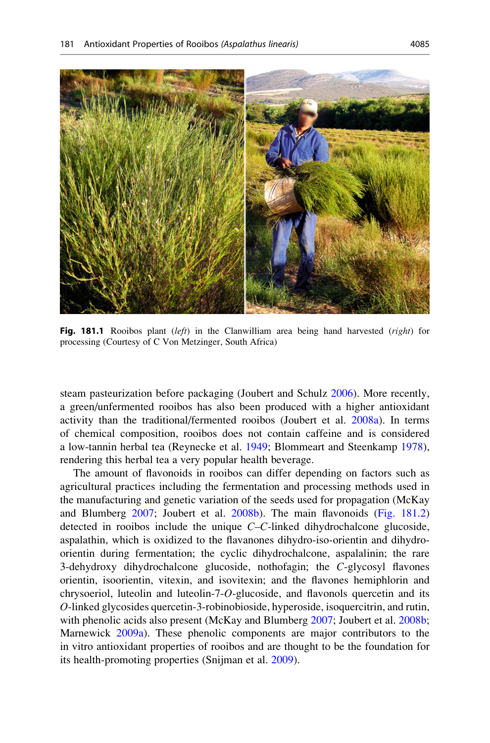**Fig. 181.1** Rooibos plant (*left*) in the Clanwilliam area being hand harvested (*right*) for processing (Courtesy of C Von Metzinger, South Africa)

steam pasteurization before packaging (Joubert and Schulz 2006). More recently, a green/unfermented rooibos has also been produced with a higher antioxidant activity than the traditional/fermented rooibos (Joubert et al. 2008a). In terms of chemical composition, rooibos does not contain caffeine and is considered a low-tannin herbal tea (Reynecke et al. 1949; Blommeart and Steenkamp 1978), rendering this herbal tea a very popular health beverage.

The amount of flavonoids in rooibos can differ depending on factors such as agricultural practices including the fermentation and processing methods used in the manufacturing and genetic variation of the seeds used for propagation (McKay and Blumberg 2007; Joubert et al. 2008b). The main flavonoids (Fig. 181.2) detected in rooibos include the unique *C*–*C*-linked dihydrochalcone glucoside, aspalathin, which is oxidized to the flavanones dihydro-iso-orientin and dihydro-orientin during fermentation; the cyclic dihydrochalcone, aspalalinin; the rare 3-dehydroxy dihydrochalcone glucoside, nothofagin; the *C*-glycosyl flavones orientin, isoorientin, vitexin, and isovitexin; and the flavones hemiphlorin and chrysoeriol, luteolin and luteolin-7-*O*-glucoside, and flavonols quercetin and its *O*-linked glycosides quercetin-3-robinobioside, hyperoside, isoquercitrin, and rutin, with phenolic acids also present (McKay and Blumberg 2007; Joubert et al. 2008b; Marnewick 2009a). These phenolic components are major contributors to the in vitro antioxidant properties of rooibos and are thought to be the foundation for its health-promoting properties (Snijman et al. 2009).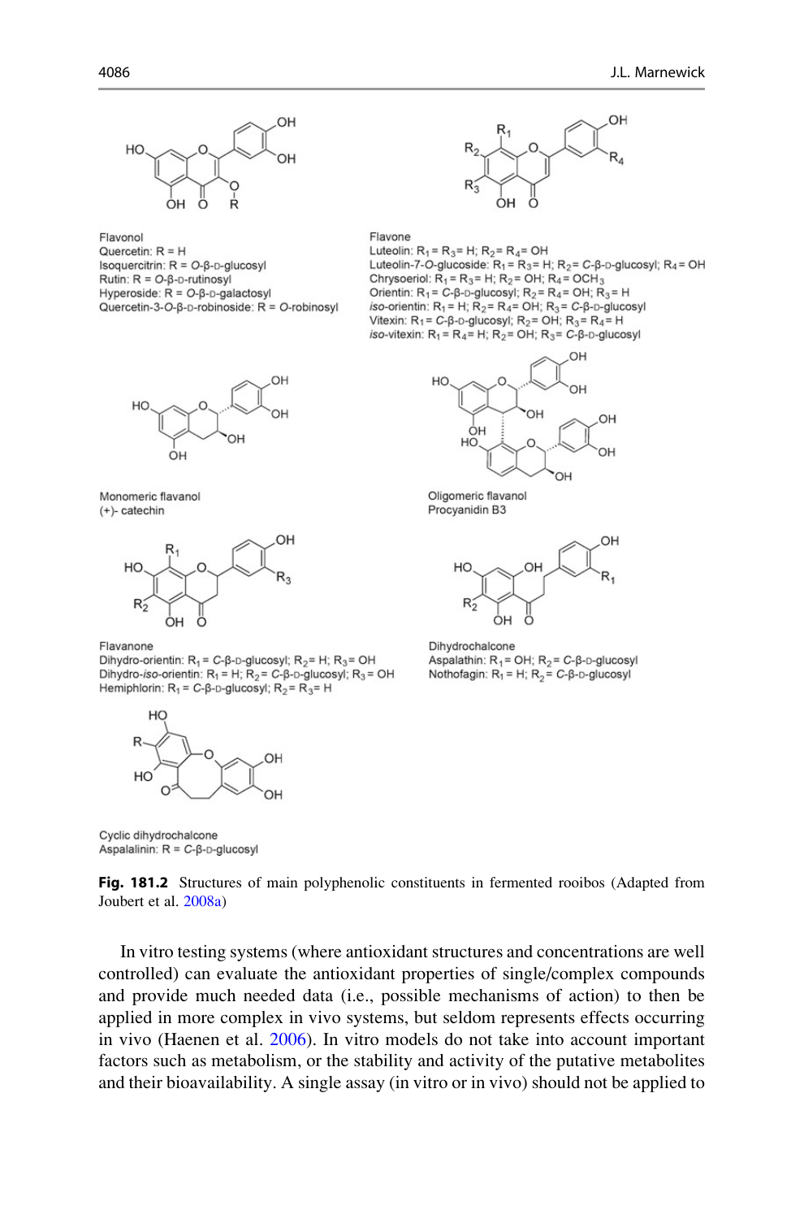Flavonol
Quercetin: R = H
Isoquercitrin: R = *O*-β-D-glucosyl
Rutin: R = *O*-β-D-rutinosyl
Hyperoside: R = *O*-β-D-galactosyl
Quercetin-3-*O*-β-D-robinoside: R = *O*-robinosyl

Flavone
Luteolin: $R_1 = R_3 =$ H; $R_2 = R_4 =$ OH
Luteolin-7-*O*-glucoside: $R_1 = R_3 =$ H; $R_2 =$ *C*-β-D-glucosyl; $R_4 =$ OH
Chrysoeriol: $R_1 = R_3 =$ H; $R_2 =$ OH; $R_4 = OCH_3$
Orientin: $R_1 =$ *C*-β-D-glucosyl; $R_2 = R_4 =$ OH; $R_3 =$ H
*iso*-orientin: $R_1 =$ H; $R_2 = R_4 =$ OH; $R_3 =$ *C*-β-D-glucosyl
Vitexin: $R_1 =$ *C*-β-D-glucosyl; $R_2 =$ OH; $R_3 = R_4 =$ H
*iso*-vitexin: $R_1 = R_4 =$ H; $R_2 =$ OH; $R_3 =$ *C*-β-D-glucosyl

Monomeric flavanol
(+)- catechin

Oligomeric flavanol
Procyanidin B3

Flavanone
Dihydro-orientin: $R_1 =$ *C*-β-D-glucosyl; $R_2 =$ H; $R_3 =$ OH
Dihydro-*iso*-orientin: $R_1 =$ H; $R_2 =$ *C*-β-D-glucosyl; $R_3 =$ OH
Hemiphlorin: $R_1 =$ *C*-β-D-glucosyl; $R_2 = R_3 =$ H

Dihydrochalcone
Aspalathin: $R_1 =$ OH; $R_2 =$ *C*-β-D-glucosyl
Nothofagin: $R_1 =$ H; $R_2 =$ *C*-β-D-glucosyl

Cyclic dihydrochalcone
Aspalalinin: R = *C*-β-D-glucosyl

**Fig. 181.2** Structures of main polyphenolic constituents in fermented rooibos (Adapted from Joubert et al. 2008a)

In vitro testing systems (where antioxidant structures and concentrations are well controlled) can evaluate the antioxidant properties of single/complex compounds and provide much needed data (i.e., possible mechanisms of action) to then be applied in more complex in vivo systems, but seldom represents effects occurring in vivo (Haenen et al. 2006). In vitro models do not take into account important factors such as metabolism, or the stability and activity of the putative metabolites and their bioavailability. A single assay (in vitro or in vivo) should not be applied to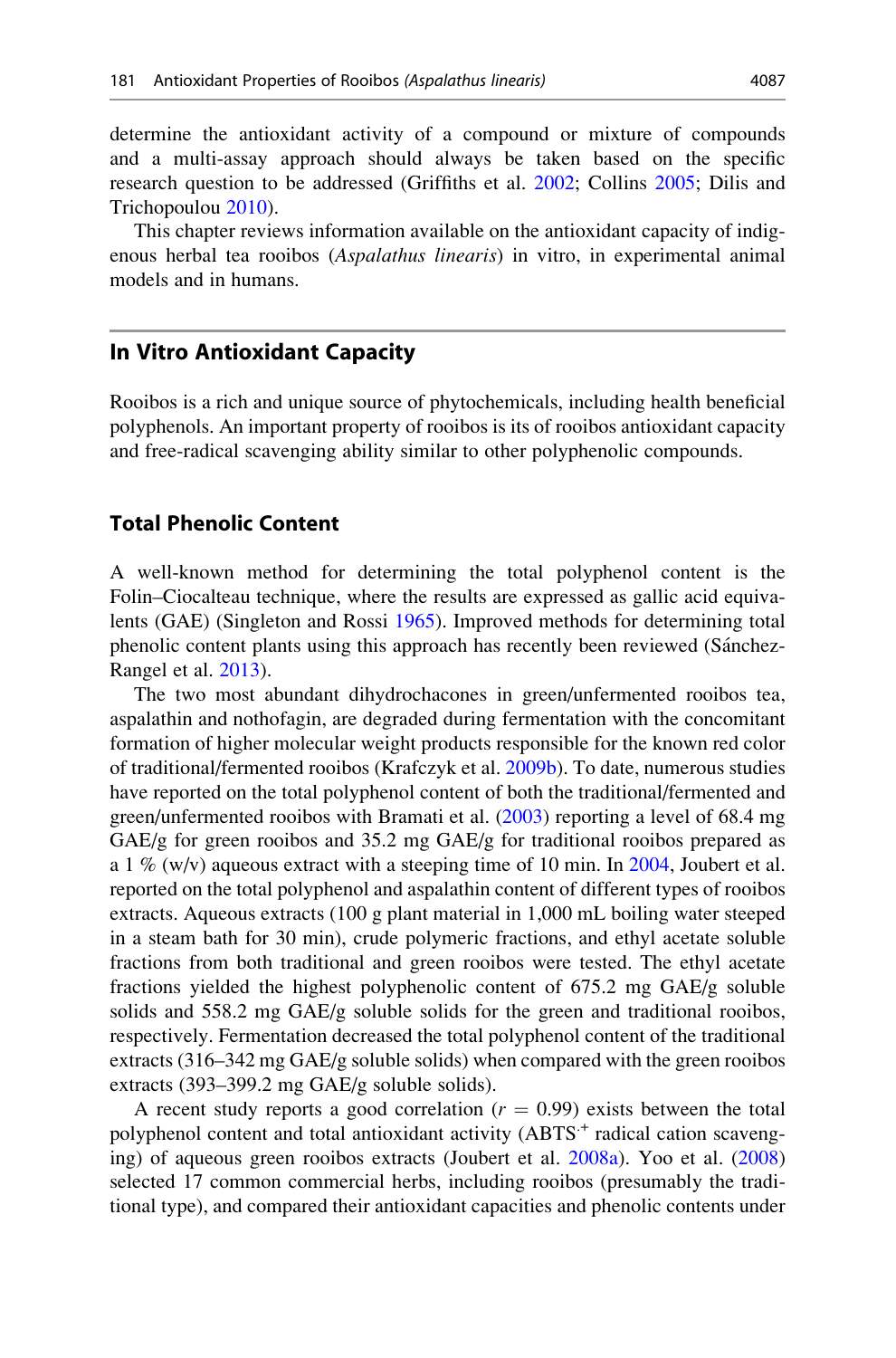determine the antioxidant activity of a compound or mixture of compounds and a multi-assay approach should always be taken based on the specific research question to be addressed (Griffiths et al. 2002; Collins 2005; Dilis and Trichopoulou 2010).

This chapter reviews information available on the antioxidant capacity of indigenous herbal tea rooibos (*Aspalathus linearis*) in vitro, in experimental animal models and in humans.

## In Vitro Antioxidant Capacity

Rooibos is a rich and unique source of phytochemicals, including health beneficial polyphenols. An important property of rooibos is its of rooibos antioxidant capacity and free-radical scavenging ability similar to other polyphenolic compounds.

### Total Phenolic Content

A well-known method for determining the total polyphenol content is the Folin–Ciocalteau technique, where the results are expressed as gallic acid equivalents (GAE) (Singleton and Rossi 1965). Improved methods for determining total phenolic content plants using this approach has recently been reviewed (Sánchez-Rangel et al. 2013).

The two most abundant dihydrochacones in green/unfermented rooibos tea, aspalathin and nothofagin, are degraded during fermentation with the concomitant formation of higher molecular weight products responsible for the known red color of traditional/fermented rooibos (Krafczyk et al. 2009b). To date, numerous studies have reported on the total polyphenol content of both the traditional/fermented and green/unfermented rooibos with Bramati et al. (2003) reporting a level of 68.4 mg GAE/g for green rooibos and 35.2 mg GAE/g for traditional rooibos prepared as a 1 % (w/v) aqueous extract with a steeping time of 10 min. In 2004, Joubert et al. reported on the total polyphenol and aspalathin content of different types of rooibos extracts. Aqueous extracts (100 g plant material in 1,000 mL boiling water steeped in a steam bath for 30 min), crude polymeric fractions, and ethyl acetate soluble fractions from both traditional and green rooibos were tested. The ethyl acetate fractions yielded the highest polyphenolic content of 675.2 mg GAE/g soluble solids and 558.2 mg GAE/g soluble solids for the green and traditional rooibos, respectively. Fermentation decreased the total polyphenol content of the traditional extracts (316–342 mg GAE/g soluble solids) when compared with the green rooibos extracts (393–399.2 mg GAE/g soluble solids).

A recent study reports a good correlation ($r = 0.99$) exists between the total polyphenol content and total antioxidant activity ($ABTS^{\cdot+}$ radical cation scavenging) of aqueous green rooibos extracts (Joubert et al. 2008a). Yoo et al. (2008) selected 17 common commercial herbs, including rooibos (presumably the traditional type), and compared their antioxidant capacities and phenolic contents under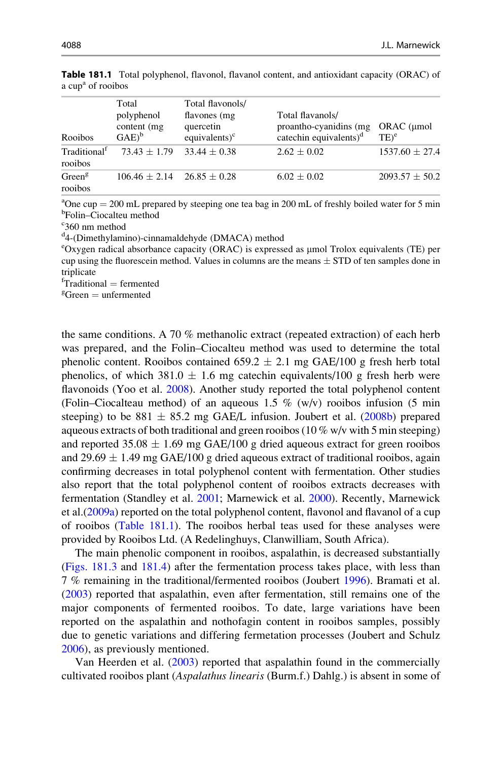**Table 181.1** Total polyphenol, flavonol, flavanol content, and antioxidant capacity (ORAC) of a cup[a] of rooibos

| Rooibos | Total polyphenol content (mg GAE)[b] | Total flavonols/ flavones (mg quercetin equivalents)[c] | Total flavanols/ proantho-cyanidins (mg catechin equivalents)[d] | ORAC (μmol TE)[e] |
|---|---|---|---|---|
| Traditional[f] rooibos | 73.43 ± 1.79 | 33.44 ± 0.38 | 2.62 ± 0.02 | 1537.60 ± 27.4 |
| Green[g] rooibos | 106.46 ± 2.14 | 26.85 ± 0.28 | 6.02 ± 0.02 | 2093.57 ± 50.2 |

[a]One cup = 200 mL prepared by steeping one tea bag in 200 mL of freshly boiled water for 5 min
[b]Folin–Ciocalteu method
[c]360 nm method
[d]4-(Dimethylamino)-cinnamaldehyde (DMACA) method
[e]Oxygen radical absorbance capacity (ORAC) is expressed as μmol Trolox equivalents (TE) per cup using the fluorescein method. Values in columns are the means ± STD of ten samples done in triplicate
[f]Traditional = fermented
[g]Green = unfermented

the same conditions. A 70 % methanolic extract (repeated extraction) of each herb was prepared, and the Folin–Ciocalteu method was used to determine the total phenolic content. Rooibos contained 659.2 ± 2.1 mg GAE/100 g fresh herb total phenolics, of which 381.0 ± 1.6 mg catechin equivalents/100 g fresh herb were flavonoids (Yoo et al. 2008). Another study reported the total polyphenol content (Folin–Ciocalteau method) of an aqueous 1.5 % (w/v) rooibos infusion (5 min steeping) to be 881 ± 85.2 mg GAE/L infusion. Joubert et al. (2008b) prepared aqueous extracts of both traditional and green rooibos (10 % w/v with 5 min steeping) and reported 35.08 ± 1.69 mg GAE/100 g dried aqueous extract for green rooibos and 29.69 ± 1.49 mg GAE/100 g dried aqueous extract of traditional rooibos, again confirming decreases in total polyphenol content with fermentation. Other studies also report that the total polyphenol content of rooibos extracts decreases with fermentation (Standley et al. 2001; Marnewick et al. 2000). Recently, Marnewick et al.(2009a) reported on the total polyphenol content, flavonol and flavanol of a cup of rooibos (Table 181.1). The rooibos herbal teas used for these analyses were provided by Rooibos Ltd. (A Redelinghuys, Clanwilliam, South Africa).

The main phenolic component in rooibos, aspalathin, is decreased substantially (Figs. 181.3 and 181.4) after the fermentation process takes place, with less than 7 % remaining in the traditional/fermented rooibos (Joubert 1996). Bramati et al. (2003) reported that aspalathin, even after fermentation, still remains one of the major components of fermented rooibos. To date, large variations have been reported on the aspalathin and nothofagin content in rooibos samples, possibly due to genetic variations and differing fermetation processes (Joubert and Schulz 2006), as previously mentioned.

Van Heerden et al. (2003) reported that aspalathin found in the commercially cultivated rooibos plant (*Aspalathus linearis* (Burm.f.) Dahlg.) is absent in some of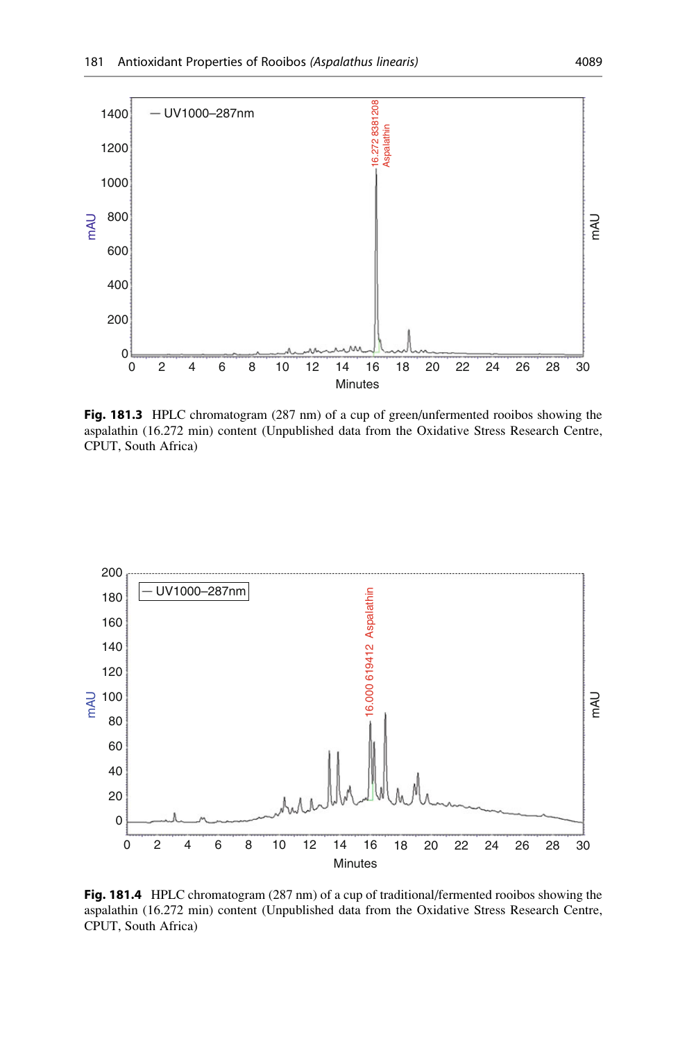Fig. 181.3 HPLC chromatogram (287 nm) of a cup of green/unfermented rooibos showing the aspalathin (16.272 min) content (Unpublished data from the Oxidative Stress Research Centre, CPUT, South Africa)

Fig. 181.4 HPLC chromatogram (287 nm) of a cup of traditional/fermented rooibos showing the aspalathin (16.272 min) content (Unpublished data from the Oxidative Stress Research Centre, CPUT, South Africa)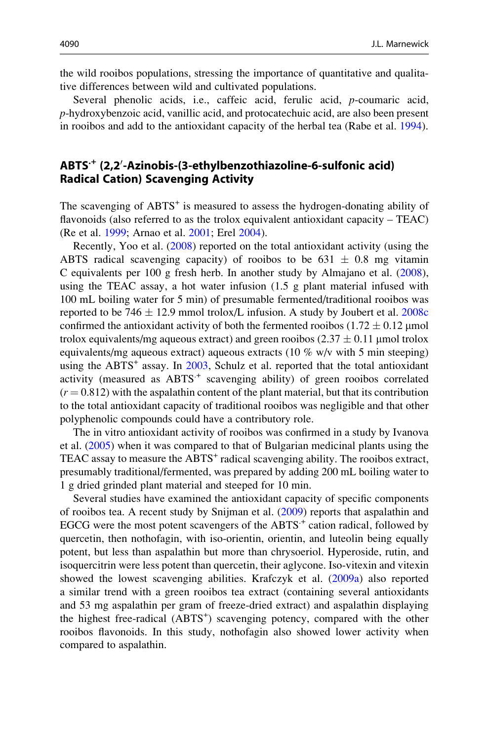the wild rooibos populations, stressing the importance of quantitative and qualitative differences between wild and cultivated populations.

Several phenolic acids, i.e., caffeic acid, ferulic acid, *p*-coumaric acid, *p*-hydroxybenzoic acid, vanillic acid, and protocatechuic acid, are also been present in rooibos and add to the antioxidant capacity of the herbal tea (Rabe et al. 1994).

## ABTS$^{\cdot+}$ (2,2′-Azinobis-(3-ethylbenzothiazoline-6-sulfonic acid) Radical Cation) Scavenging Activity

The scavenging of ABTS$^{+}$ is measured to assess the hydrogen-donating ability of flavonoids (also referred to as the trolox equivalent antioxidant capacity – TEAC) (Re et al. 1999; Arnao et al. 2001; Erel 2004).

Recently, Yoo et al. (2008) reported on the total antioxidant activity (using the ABTS radical scavenging capacity) of rooibos to be $631 \pm 0.8$ mg vitamin C equivalents per 100 g fresh herb. In another study by Almajano et al. (2008), using the TEAC assay, a hot water infusion (1.5 g plant material infused with 100 mL boiling water for 5 min) of presumable fermented/traditional rooibos was reported to be $746 \pm 12.9$ mmol trolox/L infusion. A study by Joubert et al. 2008c confirmed the antioxidant activity of both the fermented rooibos ($1.72 \pm 0.12$ μmol trolox equivalents/mg aqueous extract) and green rooibos ($2.37 \pm 0.11$ μmol trolox equivalents/mg aqueous extract) aqueous extracts (10 % w/v with 5 min steeping) using the ABTS$^{+}$ assay. In 2003, Schulz et al. reported that the total antioxidant activity (measured as ABTS$^{\cdot+}$ scavenging ability) of green rooibos correlated ($r = 0.812$) with the aspalathin content of the plant material, but that its contribution to the total antioxidant capacity of traditional rooibos was negligible and that other polyphenolic compounds could have a contributory role.

The in vitro antioxidant activity of rooibos was confirmed in a study by Ivanova et al. (2005) when it was compared to that of Bulgarian medicinal plants using the TEAC assay to measure the ABTS$^{+}$ radical scavenging ability. The rooibos extract, presumably traditional/fermented, was prepared by adding 200 mL boiling water to 1 g dried grinded plant material and steeped for 10 min.

Several studies have examined the antioxidant capacity of specific components of rooibos tea. A recent study by Snijman et al. (2009) reports that aspalathin and EGCG were the most potent scavengers of the ABTS$^{\cdot+}$ cation radical, followed by quercetin, then nothofagin, with iso-orientin, orientin, and luteolin being equally potent, but less than aspalathin but more than chrysoeriol. Hyperoside, rutin, and isoquercitrin were less potent than quercetin, their aglycone. Iso-vitexin and vitexin showed the lowest scavenging abilities. Krafczyk et al. (2009a) also reported a similar trend with a green rooibos tea extract (containing several antioxidants and 53 mg aspalathin per gram of freeze-dried extract) and aspalathin displaying the highest free-radical (ABTS$^{+}$) scavenging potency, compared with the other rooibos flavonoids. In this study, nothofagin also showed lower activity when compared to aspalathin.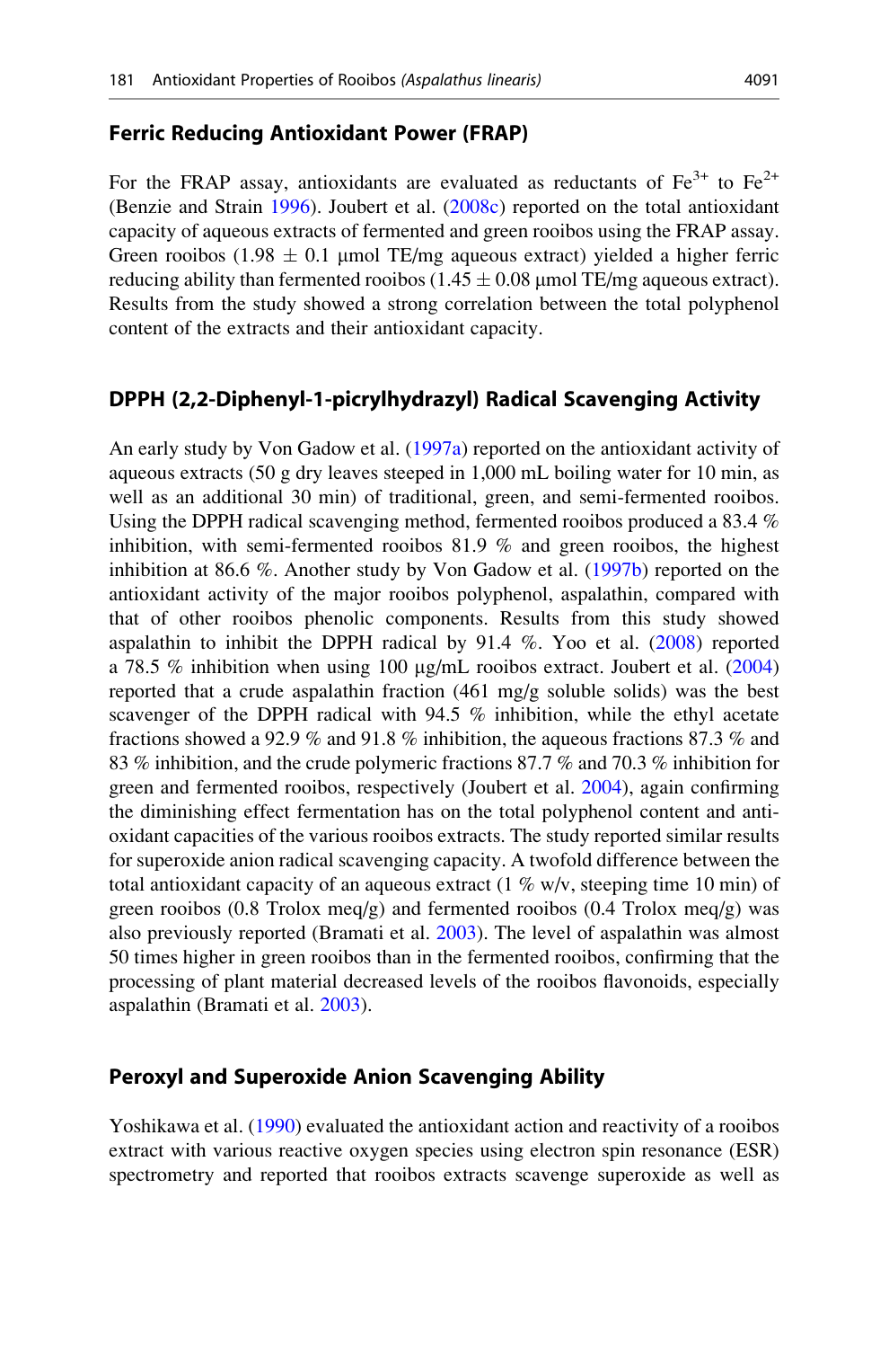## Ferric Reducing Antioxidant Power (FRAP)

For the FRAP assay, antioxidants are evaluated as reductants of $Fe^{3+}$ to $Fe^{2+}$ (Benzie and Strain 1996). Joubert et al. (2008c) reported on the total antioxidant capacity of aqueous extracts of fermented and green rooibos using the FRAP assay. Green rooibos ($1.98 \pm 0.1$ μmol TE/mg aqueous extract) yielded a higher ferric reducing ability than fermented rooibos ($1.45 \pm 0.08$ μmol TE/mg aqueous extract). Results from the study showed a strong correlation between the total polyphenol content of the extracts and their antioxidant capacity.

## DPPH (2,2-Diphenyl-1-picrylhydrazyl) Radical Scavenging Activity

An early study by Von Gadow et al. (1997a) reported on the antioxidant activity of aqueous extracts (50 g dry leaves steeped in 1,000 mL boiling water for 10 min, as well as an additional 30 min) of traditional, green, and semi-fermented rooibos. Using the DPPH radical scavenging method, fermented rooibos produced a 83.4 % inhibition, with semi-fermented rooibos 81.9 % and green rooibos, the highest inhibition at 86.6 %. Another study by Von Gadow et al. (1997b) reported on the antioxidant activity of the major rooibos polyphenol, aspalathin, compared with that of other rooibos phenolic components. Results from this study showed aspalathin to inhibit the DPPH radical by 91.4 %. Yoo et al. (2008) reported a 78.5 % inhibition when using 100 μg/mL rooibos extract. Joubert et al. (2004) reported that a crude aspalathin fraction (461 mg/g soluble solids) was the best scavenger of the DPPH radical with 94.5 % inhibition, while the ethyl acetate fractions showed a 92.9 % and 91.8 % inhibition, the aqueous fractions 87.3 % and 83 % inhibition, and the crude polymeric fractions 87.7 % and 70.3 % inhibition for green and fermented rooibos, respectively (Joubert et al. 2004), again confirming the diminishing effect fermentation has on the total polyphenol content and antioxidant capacities of the various rooibos extracts. The study reported similar results for superoxide anion radical scavenging capacity. A twofold difference between the total antioxidant capacity of an aqueous extract (1 % w/v, steeping time 10 min) of green rooibos (0.8 Trolox meq/g) and fermented rooibos (0.4 Trolox meq/g) was also previously reported (Bramati et al. 2003). The level of aspalathin was almost 50 times higher in green rooibos than in the fermented rooibos, confirming that the processing of plant material decreased levels of the rooibos flavonoids, especially aspalathin (Bramati et al. 2003).

## Peroxyl and Superoxide Anion Scavenging Ability

Yoshikawa et al. (1990) evaluated the antioxidant action and reactivity of a rooibos extract with various reactive oxygen species using electron spin resonance (ESR) spectrometry and reported that rooibos extracts scavenge superoxide as well as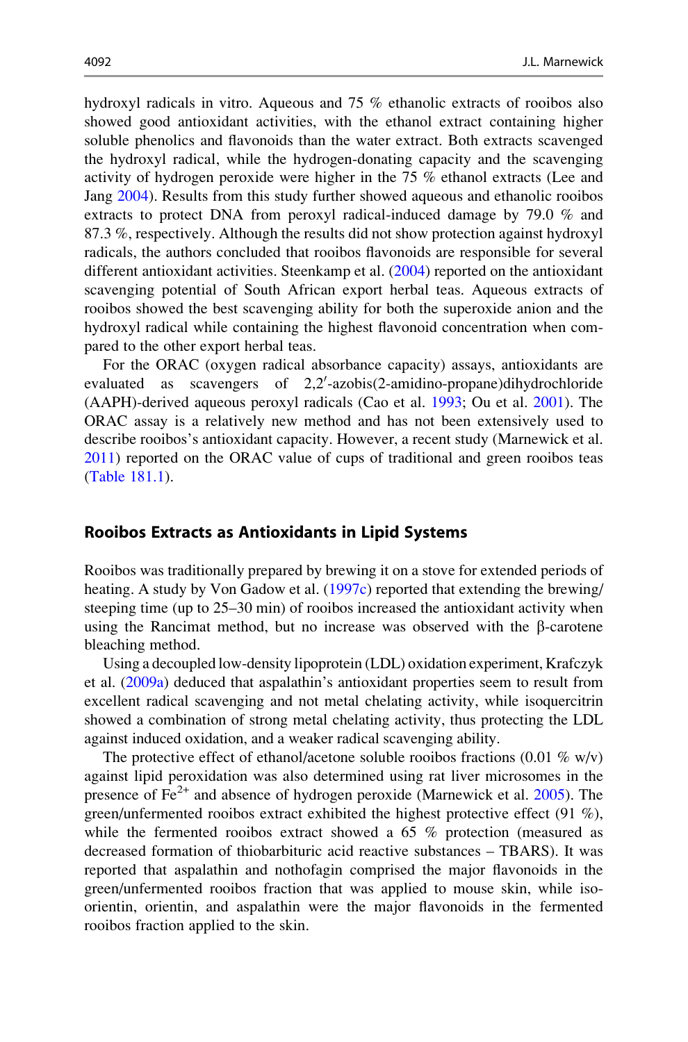hydroxyl radicals in vitro. Aqueous and 75 % ethanolic extracts of rooibos also showed good antioxidant activities, with the ethanol extract containing higher soluble phenolics and flavonoids than the water extract. Both extracts scavenged the hydroxyl radical, while the hydrogen-donating capacity and the scavenging activity of hydrogen peroxide were higher in the 75 % ethanol extracts (Lee and Jang 2004). Results from this study further showed aqueous and ethanolic rooibos extracts to protect DNA from peroxyl radical-induced damage by 79.0 % and 87.3 %, respectively. Although the results did not show protection against hydroxyl radicals, the authors concluded that rooibos flavonoids are responsible for several different antioxidant activities. Steenkamp et al. (2004) reported on the antioxidant scavenging potential of South African export herbal teas. Aqueous extracts of rooibos showed the best scavenging ability for both the superoxide anion and the hydroxyl radical while containing the highest flavonoid concentration when compared to the other export herbal teas.

For the ORAC (oxygen radical absorbance capacity) assays, antioxidants are evaluated as scavengers of 2,2′-azobis(2-amidino-propane)dihydrochloride (AAPH)-derived aqueous peroxyl radicals (Cao et al. 1993; Ou et al. 2001). The ORAC assay is a relatively new method and has not been extensively used to describe rooibos's antioxidant capacity. However, a recent study (Marnewick et al. 2011) reported on the ORAC value of cups of traditional and green rooibos teas (Table 181.1).

## Rooibos Extracts as Antioxidants in Lipid Systems

Rooibos was traditionally prepared by brewing it on a stove for extended periods of heating. A study by Von Gadow et al. (1997c) reported that extending the brewing/steeping time (up to 25–30 min) of rooibos increased the antioxidant activity when using the Rancimat method, but no increase was observed with the β-carotene bleaching method.

Using a decoupled low-density lipoprotein (LDL) oxidation experiment, Krafczyk et al. (2009a) deduced that aspalathin's antioxidant properties seem to result from excellent radical scavenging and not metal chelating activity, while isoquercitrin showed a combination of strong metal chelating activity, thus protecting the LDL against induced oxidation, and a weaker radical scavenging ability.

The protective effect of ethanol/acetone soluble rooibos fractions (0.01 % w/v) against lipid peroxidation was also determined using rat liver microsomes in the presence of $Fe^{2+}$ and absence of hydrogen peroxide (Marnewick et al. 2005). The green/unfermented rooibos extract exhibited the highest protective effect (91 %), while the fermented rooibos extract showed a 65 % protection (measured as decreased formation of thiobarbituric acid reactive substances – TBARS). It was reported that aspalathin and nothofagin comprised the major flavonoids in the green/unfermented rooibos fraction that was applied to mouse skin, while iso-orientin, orientin, and aspalathin were the major flavonoids in the fermented rooibos fraction applied to the skin.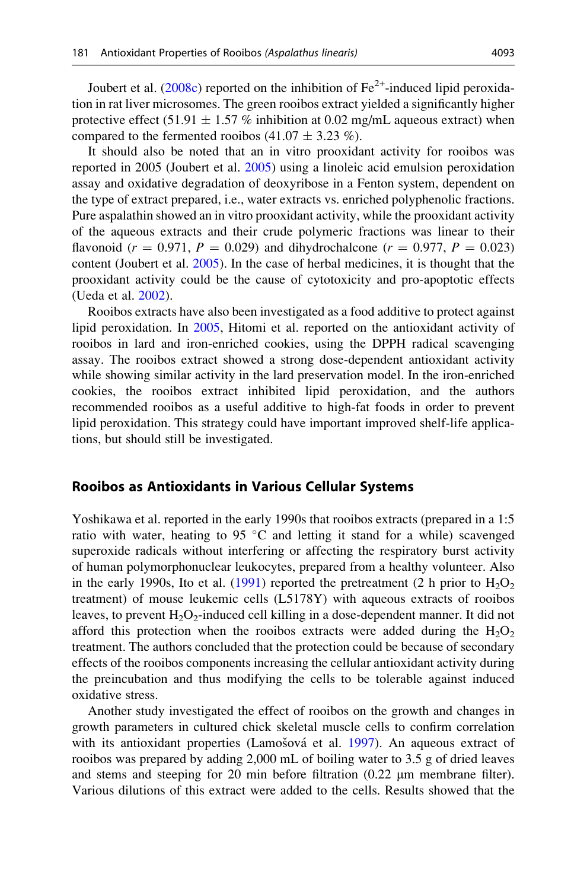Joubert et al. (2008c) reported on the inhibition of $Fe^{2+}$-induced lipid peroxidation in rat liver microsomes. The green rooibos extract yielded a significantly higher protective effect (51.91 ± 1.57 % inhibition at 0.02 mg/mL aqueous extract) when compared to the fermented rooibos (41.07 ± 3.23 %).

It should also be noted that an in vitro prooxidant activity for rooibos was reported in 2005 (Joubert et al. 2005) using a linoleic acid emulsion peroxidation assay and oxidative degradation of deoxyribose in a Fenton system, dependent on the type of extract prepared, i.e., water extracts vs. enriched polyphenolic fractions. Pure aspalathin showed an in vitro prooxidant activity, while the prooxidant activity of the aqueous extracts and their crude polymeric fractions was linear to their flavonoid ($r = 0.971$, $P = 0.029$) and dihydrochalcone ($r = 0.977$, $P = 0.023$) content (Joubert et al. 2005). In the case of herbal medicines, it is thought that the prooxidant activity could be the cause of cytotoxicity and pro-apoptotic effects (Ueda et al. 2002).

Rooibos extracts have also been investigated as a food additive to protect against lipid peroxidation. In 2005, Hitomi et al. reported on the antioxidant activity of rooibos in lard and iron-enriched cookies, using the DPPH radical scavenging assay. The rooibos extract showed a strong dose-dependent antioxidant activity while showing similar activity in the lard preservation model. In the iron-enriched cookies, the rooibos extract inhibited lipid peroxidation, and the authors recommended rooibos as a useful additive to high-fat foods in order to prevent lipid peroxidation. This strategy could have important improved shelf-life applications, but should still be investigated.

## Rooibos as Antioxidants in Various Cellular Systems

Yoshikawa et al. reported in the early 1990s that rooibos extracts (prepared in a 1:5 ratio with water, heating to 95 °C and letting it stand for a while) scavenged superoxide radicals without interfering or affecting the respiratory burst activity of human polymorphonuclear leukocytes, prepared from a healthy volunteer. Also in the early 1990s, Ito et al. (1991) reported the pretreatment (2 h prior to $H_2O_2$ treatment) of mouse leukemic cells (L5178Y) with aqueous extracts of rooibos leaves, to prevent $H_2O_2$-induced cell killing in a dose-dependent manner. It did not afford this protection when the rooibos extracts were added during the $H_2O_2$ treatment. The authors concluded that the protection could be because of secondary effects of the rooibos components increasing the cellular antioxidant activity during the preincubation and thus modifying the cells to be tolerable against induced oxidative stress.

Another study investigated the effect of rooibos on the growth and changes in growth parameters in cultured chick skeletal muscle cells to confirm correlation with its antioxidant properties (Lamošová et al. 1997). An aqueous extract of rooibos was prepared by adding 2,000 mL of boiling water to 3.5 g of dried leaves and stems and steeping for 20 min before filtration (0.22 μm membrane filter). Various dilutions of this extract were added to the cells. Results showed that the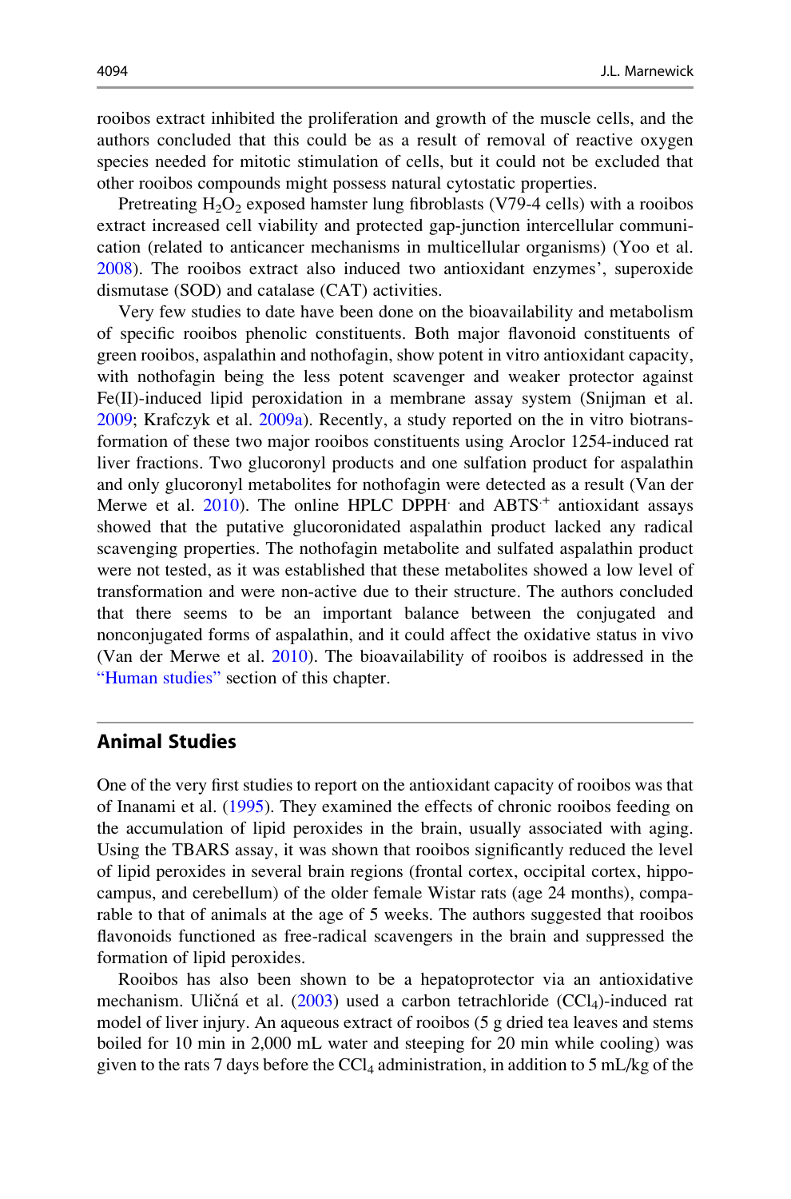rooibos extract inhibited the proliferation and growth of the muscle cells, and the authors concluded that this could be as a result of removal of reactive oxygen species needed for mitotic stimulation of cells, but it could not be excluded that other rooibos compounds might possess natural cytostatic properties.

Pretreating $H_2O_2$ exposed hamster lung fibroblasts (V79-4 cells) with a rooibos extract increased cell viability and protected gap-junction intercellular communication (related to anticancer mechanisms in multicellular organisms) (Yoo et al. 2008). The rooibos extract also induced two antioxidant enzymes', superoxide dismutase (SOD) and catalase (CAT) activities.

Very few studies to date have been done on the bioavailability and metabolism of specific rooibos phenolic constituents. Both major flavonoid constituents of green rooibos, aspalathin and nothofagin, show potent in vitro antioxidant capacity, with nothofagin being the less potent scavenger and weaker protector against Fe(II)-induced lipid peroxidation in a membrane assay system (Snijman et al. 2009; Krafczyk et al. 2009a). Recently, a study reported on the in vitro biotransformation of these two major rooibos constituents using Aroclor 1254-induced rat liver fractions. Two glucoronyl products and one sulfation product for aspalathin and only glucoronyl metabolites for nothofagin were detected as a result (Van der Merwe et al. 2010). The online HPLC $DPPH^{\cdot}$ and $ABTS^{\cdot+}$ antioxidant assays showed that the putative glucoronidated aspalathin product lacked any radical scavenging properties. The nothofagin metabolite and sulfated aspalathin product were not tested, as it was established that these metabolites showed a low level of transformation and were non-active due to their structure. The authors concluded that there seems to be an important balance between the conjugated and nonconjugated forms of aspalathin, and it could affect the oxidative status in vivo (Van der Merwe et al. 2010). The bioavailability of rooibos is addressed in the "Human studies" section of this chapter.

## Animal Studies

One of the very first studies to report on the antioxidant capacity of rooibos was that of Inanami et al. (1995). They examined the effects of chronic rooibos feeding on the accumulation of lipid peroxides in the brain, usually associated with aging. Using the TBARS assay, it was shown that rooibos significantly reduced the level of lipid peroxides in several brain regions (frontal cortex, occipital cortex, hippocampus, and cerebellum) of the older female Wistar rats (age 24 months), comparable to that of animals at the age of 5 weeks. The authors suggested that rooibos flavonoids functioned as free-radical scavengers in the brain and suppressed the formation of lipid peroxides.

Rooibos has also been shown to be a hepatoprotector via an antioxidative mechanism. Uličná et al. (2003) used a carbon tetrachloride ($CCl_4$)-induced rat model of liver injury. An aqueous extract of rooibos (5 g dried tea leaves and stems boiled for 10 min in 2,000 mL water and steeping for 20 min while cooling) was given to the rats 7 days before the $CCl_4$ administration, in addition to 5 mL/kg of the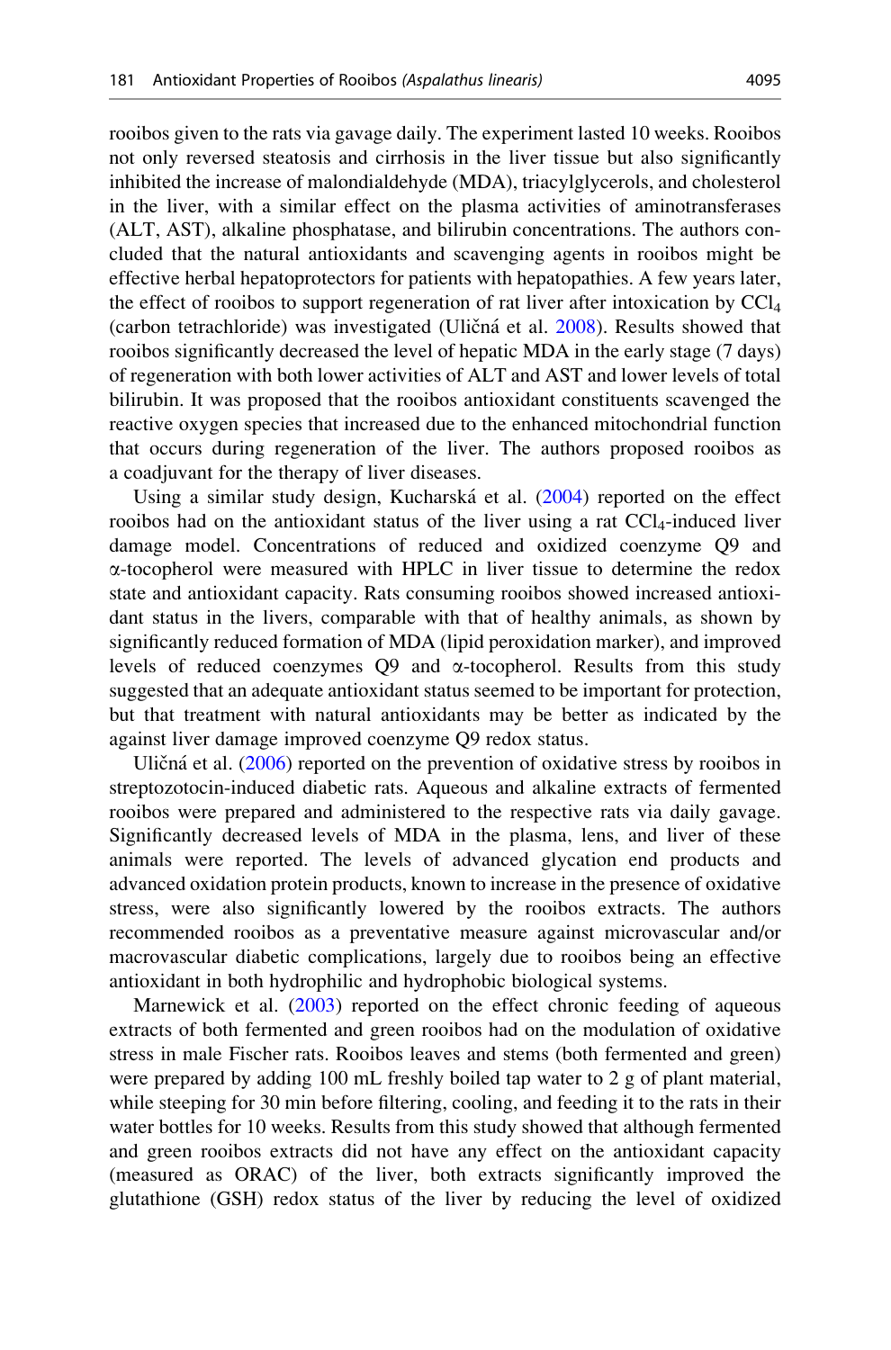rooibos given to the rats via gavage daily. The experiment lasted 10 weeks. Rooibos not only reversed steatosis and cirrhosis in the liver tissue but also significantly inhibited the increase of malondialdehyde (MDA), triacylglycerols, and cholesterol in the liver, with a similar effect on the plasma activities of aminotransferases (ALT, AST), alkaline phosphatase, and bilirubin concentrations. The authors concluded that the natural antioxidants and scavenging agents in rooibos might be effective herbal hepatoprotectors for patients with hepatopathies. A few years later, the effect of rooibos to support regeneration of rat liver after intoxication by $CCl_4$ (carbon tetrachloride) was investigated (Uličná et al. 2008). Results showed that rooibos significantly decreased the level of hepatic MDA in the early stage (7 days) of regeneration with both lower activities of ALT and AST and lower levels of total bilirubin. It was proposed that the rooibos antioxidant constituents scavenged the reactive oxygen species that increased due to the enhanced mitochondrial function that occurs during regeneration of the liver. The authors proposed rooibos as a coadjuvant for the therapy of liver diseases.

Using a similar study design, Kucharská et al. (2004) reported on the effect rooibos had on the antioxidant status of the liver using a rat $CCl_4$-induced liver damage model. Concentrations of reduced and oxidized coenzyme Q9 and α-tocopherol were measured with HPLC in liver tissue to determine the redox state and antioxidant capacity. Rats consuming rooibos showed increased antioxidant status in the livers, comparable with that of healthy animals, as shown by significantly reduced formation of MDA (lipid peroxidation marker), and improved levels of reduced coenzymes Q9 and α-tocopherol. Results from this study suggested that an adequate antioxidant status seemed to be important for protection, but that treatment with natural antioxidants may be better as indicated by the against liver damage improved coenzyme Q9 redox status.

Uličná et al. (2006) reported on the prevention of oxidative stress by rooibos in streptozotocin-induced diabetic rats. Aqueous and alkaline extracts of fermented rooibos were prepared and administered to the respective rats via daily gavage. Significantly decreased levels of MDA in the plasma, lens, and liver of these animals were reported. The levels of advanced glycation end products and advanced oxidation protein products, known to increase in the presence of oxidative stress, were also significantly lowered by the rooibos extracts. The authors recommended rooibos as a preventative measure against microvascular and/or macrovascular diabetic complications, largely due to rooibos being an effective antioxidant in both hydrophilic and hydrophobic biological systems.

Marnewick et al. (2003) reported on the effect chronic feeding of aqueous extracts of both fermented and green rooibos had on the modulation of oxidative stress in male Fischer rats. Rooibos leaves and stems (both fermented and green) were prepared by adding 100 mL freshly boiled tap water to 2 g of plant material, while steeping for 30 min before filtering, cooling, and feeding it to the rats in their water bottles for 10 weeks. Results from this study showed that although fermented and green rooibos extracts did not have any effect on the antioxidant capacity (measured as ORAC) of the liver, both extracts significantly improved the glutathione (GSH) redox status of the liver by reducing the level of oxidized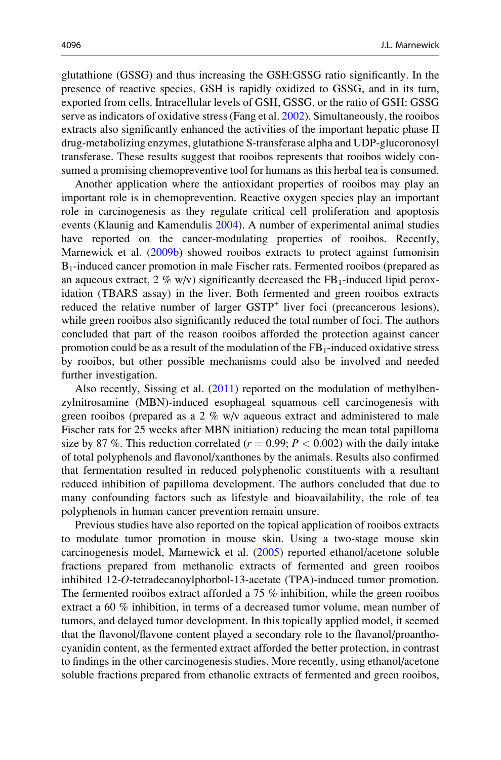glutathione (GSSG) and thus increasing the GSH:GSSG ratio significantly. In the presence of reactive species, GSH is rapidly oxidized to GSSG, and in its turn, exported from cells. Intracellular levels of GSH, GSSG, or the ratio of GSH: GSSG serve as indicators of oxidative stress (Fang et al. 2002). Simultaneously, the rooibos extracts also significantly enhanced the activities of the important hepatic phase II drug-metabolizing enzymes, glutathione S-transferase alpha and UDP-glucoronosyl transferase. These results suggest that rooibos represents that rooibos widely consumed a promising chemopreventive tool for humans as this herbal tea is consumed.

Another application where the antioxidant properties of rooibos may play an important role is in chemoprevention. Reactive oxygen species play an important role in carcinogenesis as they regulate critical cell proliferation and apoptosis events (Klaunig and Kamendulis 2004). A number of experimental animal studies have reported on the cancer-modulating properties of rooibos. Recently, Marnewick et al. (2009b) showed rooibos extracts to protect against fumonisin $B_1$-induced cancer promotion in male Fischer rats. Fermented rooibos (prepared as an aqueous extract, 2 % w/v) significantly decreased the $FB_1$-induced lipid peroxidation (TBARS assay) in the liver. Both fermented and green rooibos extracts reduced the relative number of larger $GSTP^+$ liver foci (precancerous lesions), while green rooibos also significantly reduced the total number of foci. The authors concluded that part of the reason rooibos afforded the protection against cancer promotion could be as a result of the modulation of the $FB_1$-induced oxidative stress by rooibos, but other possible mechanisms could also be involved and needed further investigation.

Also recently, Sissing et al. (2011) reported on the modulation of methylbenzylnitrosamine (MBN)-induced esophageal squamous cell carcinogenesis with green rooibos (prepared as a 2 % w/v aqueous extract and administered to male Fischer rats for 25 weeks after MBN initiation) reducing the mean total papilloma size by 87 %. This reduction correlated ($r = 0.99$; $P < 0.002$) with the daily intake of total polyphenols and flavonol/xanthones by the animals. Results also confirmed that fermentation resulted in reduced polyphenolic constituents with a resultant reduced inhibition of papilloma development. The authors concluded that due to many confounding factors such as lifestyle and bioavailability, the role of tea polyphenols in human cancer prevention remain unsure.

Previous studies have also reported on the topical application of rooibos extracts to modulate tumor promotion in mouse skin. Using a two-stage mouse skin carcinogenesis model, Marnewick et al. (2005) reported ethanol/acetone soluble fractions prepared from methanolic extracts of fermented and green rooibos inhibited 12-*O*-tetradecanoylphorbol-13-acetate (TPA)-induced tumor promotion. The fermented rooibos extract afforded a 75 % inhibition, while the green rooibos extract a 60 % inhibition, in terms of a decreased tumor volume, mean number of tumors, and delayed tumor development. In this topically applied model, it seemed that the flavonol/flavone content played a secondary role to the flavanol/proanthocyanidin content, as the fermented extract afforded the better protection, in contrast to findings in the other carcinogenesis studies. More recently, using ethanol/acetone soluble fractions prepared from ethanolic extracts of fermented and green rooibos,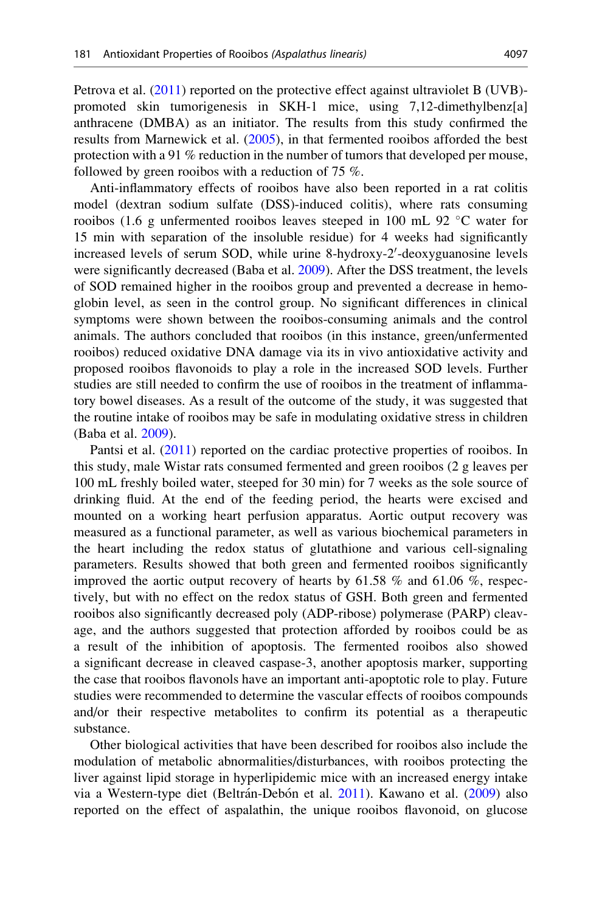Petrova et al. (2011) reported on the protective effect against ultraviolet B (UVB)-promoted skin tumorigenesis in SKH-1 mice, using 7,12-dimethylbenz[a]anthracene (DMBA) as an initiator. The results from this study confirmed the results from Marnewick et al. (2005), in that fermented rooibos afforded the best protection with a 91 % reduction in the number of tumors that developed per mouse, followed by green rooibos with a reduction of 75 %.

Anti-inflammatory effects of rooibos have also been reported in a rat colitis model (dextran sodium sulfate (DSS)-induced colitis), where rats consuming rooibos (1.6 g unfermented rooibos leaves steeped in 100 mL 92 °C water for 15 min with separation of the insoluble residue) for 4 weeks had significantly increased levels of serum SOD, while urine 8-hydroxy-2′-deoxyguanosine levels were significantly decreased (Baba et al. 2009). After the DSS treatment, the levels of SOD remained higher in the rooibos group and prevented a decrease in hemoglobin level, as seen in the control group. No significant differences in clinical symptoms were shown between the rooibos-consuming animals and the control animals. The authors concluded that rooibos (in this instance, green/unfermented rooibos) reduced oxidative DNA damage via its in vivo antioxidative activity and proposed rooibos flavonoids to play a role in the increased SOD levels. Further studies are still needed to confirm the use of rooibos in the treatment of inflammatory bowel diseases. As a result of the outcome of the study, it was suggested that the routine intake of rooibos may be safe in modulating oxidative stress in children (Baba et al. 2009).

Pantsi et al. (2011) reported on the cardiac protective properties of rooibos. In this study, male Wistar rats consumed fermented and green rooibos (2 g leaves per 100 mL freshly boiled water, steeped for 30 min) for 7 weeks as the sole source of drinking fluid. At the end of the feeding period, the hearts were excised and mounted on a working heart perfusion apparatus. Aortic output recovery was measured as a functional parameter, as well as various biochemical parameters in the heart including the redox status of glutathione and various cell-signaling parameters. Results showed that both green and fermented rooibos significantly improved the aortic output recovery of hearts by 61.58 % and 61.06 %, respectively, but with no effect on the redox status of GSH. Both green and fermented rooibos also significantly decreased poly (ADP-ribose) polymerase (PARP) cleavage, and the authors suggested that protection afforded by rooibos could be as a result of the inhibition of apoptosis. The fermented rooibos also showed a significant decrease in cleaved caspase-3, another apoptosis marker, supporting the case that rooibos flavonols have an important anti-apoptotic role to play. Future studies were recommended to determine the vascular effects of rooibos compounds and/or their respective metabolites to confirm its potential as a therapeutic substance.

Other biological activities that have been described for rooibos also include the modulation of metabolic abnormalities/disturbances, with rooibos protecting the liver against lipid storage in hyperlipidemic mice with an increased energy intake via a Western-type diet (Beltrán-Debón et al. 2011). Kawano et al. (2009) also reported on the effect of aspalathin, the unique rooibos flavonoid, on glucose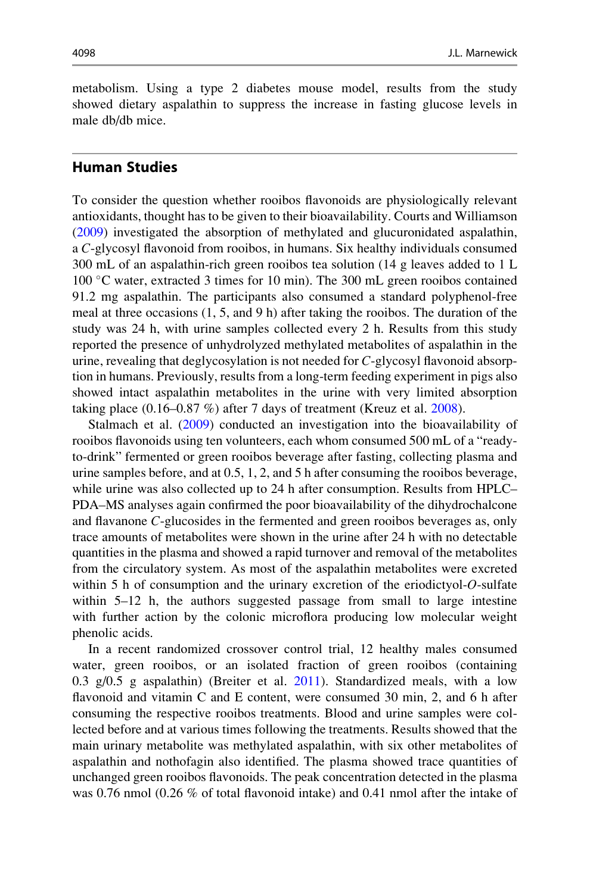metabolism. Using a type 2 diabetes mouse model, results from the study showed dietary aspalathin to suppress the increase in fasting glucose levels in male db/db mice.

## Human Studies

To consider the question whether rooibos flavonoids are physiologically relevant antioxidants, thought has to be given to their bioavailability. Courts and Williamson (2009) investigated the absorption of methylated and glucuronidated aspalathin, a *C*-glycosyl flavonoid from rooibos, in humans. Six healthy individuals consumed 300 mL of an aspalathin-rich green rooibos tea solution (14 g leaves added to 1 L 100 °C water, extracted 3 times for 10 min). The 300 mL green rooibos contained 91.2 mg aspalathin. The participants also consumed a standard polyphenol-free meal at three occasions (1, 5, and 9 h) after taking the rooibos. The duration of the study was 24 h, with urine samples collected every 2 h. Results from this study reported the presence of unhydrolyzed methylated metabolites of aspalathin in the urine, revealing that deglycosylation is not needed for *C*-glycosyl flavonoid absorption in humans. Previously, results from a long-term feeding experiment in pigs also showed intact aspalathin metabolites in the urine with very limited absorption taking place (0.16–0.87 %) after 7 days of treatment (Kreuz et al. 2008).

Stalmach et al. (2009) conducted an investigation into the bioavailability of rooibos flavonoids using ten volunteers, each whom consumed 500 mL of a "ready-to-drink" fermented or green rooibos beverage after fasting, collecting plasma and urine samples before, and at 0.5, 1, 2, and 5 h after consuming the rooibos beverage, while urine was also collected up to 24 h after consumption. Results from HPLC–PDA–MS analyses again confirmed the poor bioavailability of the dihydrochalcone and flavanone *C*-glucosides in the fermented and green rooibos beverages as, only trace amounts of metabolites were shown in the urine after 24 h with no detectable quantities in the plasma and showed a rapid turnover and removal of the metabolites from the circulatory system. As most of the aspalathin metabolites were excreted within 5 h of consumption and the urinary excretion of the eriodictyol-*O*-sulfate within 5–12 h, the authors suggested passage from small to large intestine with further action by the colonic microflora producing low molecular weight phenolic acids.

In a recent randomized crossover control trial, 12 healthy males consumed water, green rooibos, or an isolated fraction of green rooibos (containing 0.3 g/0.5 g aspalathin) (Breiter et al. 2011). Standardized meals, with a low flavonoid and vitamin C and E content, were consumed 30 min, 2, and 6 h after consuming the respective rooibos treatments. Blood and urine samples were collected before and at various times following the treatments. Results showed that the main urinary metabolite was methylated aspalathin, with six other metabolites of aspalathin and nothofagin also identified. The plasma showed trace quantities of unchanged green rooibos flavonoids. The peak concentration detected in the plasma was 0.76 nmol (0.26 % of total flavonoid intake) and 0.41 nmol after the intake of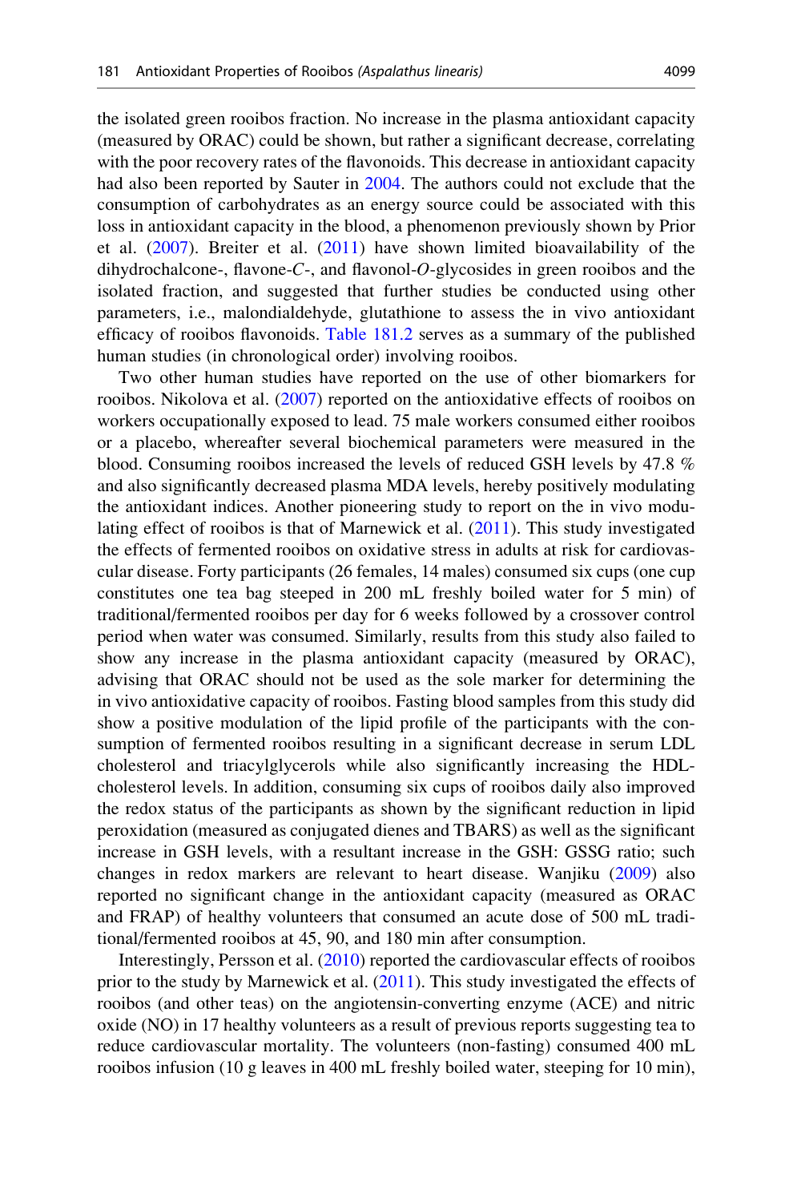the isolated green rooibos fraction. No increase in the plasma antioxidant capacity (measured by ORAC) could be shown, but rather a significant decrease, correlating with the poor recovery rates of the flavonoids. This decrease in antioxidant capacity had also been reported by Sauter in 2004. The authors could not exclude that the consumption of carbohydrates as an energy source could be associated with this loss in antioxidant capacity in the blood, a phenomenon previously shown by Prior et al. (2007). Breiter et al. (2011) have shown limited bioavailability of the dihydrochalcone-, flavone-*C*-, and flavonol-*O*-glycosides in green rooibos and the isolated fraction, and suggested that further studies be conducted using other parameters, i.e., malondialdehyde, glutathione to assess the in vivo antioxidant efficacy of rooibos flavonoids. Table 181.2 serves as a summary of the published human studies (in chronological order) involving rooibos.

Two other human studies have reported on the use of other biomarkers for rooibos. Nikolova et al. (2007) reported on the antioxidative effects of rooibos on workers occupationally exposed to lead. 75 male workers consumed either rooibos or a placebo, whereafter several biochemical parameters were measured in the blood. Consuming rooibos increased the levels of reduced GSH levels by 47.8 % and also significantly decreased plasma MDA levels, hereby positively modulating the antioxidant indices. Another pioneering study to report on the in vivo modulating effect of rooibos is that of Marnewick et al. (2011). This study investigated the effects of fermented rooibos on oxidative stress in adults at risk for cardiovascular disease. Forty participants (26 females, 14 males) consumed six cups (one cup constitutes one tea bag steeped in 200 mL freshly boiled water for 5 min) of traditional/fermented rooibos per day for 6 weeks followed by a crossover control period when water was consumed. Similarly, results from this study also failed to show any increase in the plasma antioxidant capacity (measured by ORAC), advising that ORAC should not be used as the sole marker for determining the in vivo antioxidative capacity of rooibos. Fasting blood samples from this study did show a positive modulation of the lipid profile of the participants with the consumption of fermented rooibos resulting in a significant decrease in serum LDL cholesterol and triacylglycerols while also significantly increasing the HDL-cholesterol levels. In addition, consuming six cups of rooibos daily also improved the redox status of the participants as shown by the significant reduction in lipid peroxidation (measured as conjugated dienes and TBARS) as well as the significant increase in GSH levels, with a resultant increase in the GSH: GSSG ratio; such changes in redox markers are relevant to heart disease. Wanjiku (2009) also reported no significant change in the antioxidant capacity (measured as ORAC and FRAP) of healthy volunteers that consumed an acute dose of 500 mL traditional/fermented rooibos at 45, 90, and 180 min after consumption.

Interestingly, Persson et al. (2010) reported the cardiovascular effects of rooibos prior to the study by Marnewick et al. (2011). This study investigated the effects of rooibos (and other teas) on the angiotensin-converting enzyme (ACE) and nitric oxide (NO) in 17 healthy volunteers as a result of previous reports suggesting tea to reduce cardiovascular mortality. The volunteers (non-fasting) consumed 400 mL rooibos infusion (10 g leaves in 400 mL freshly boiled water, steeping for 10 min),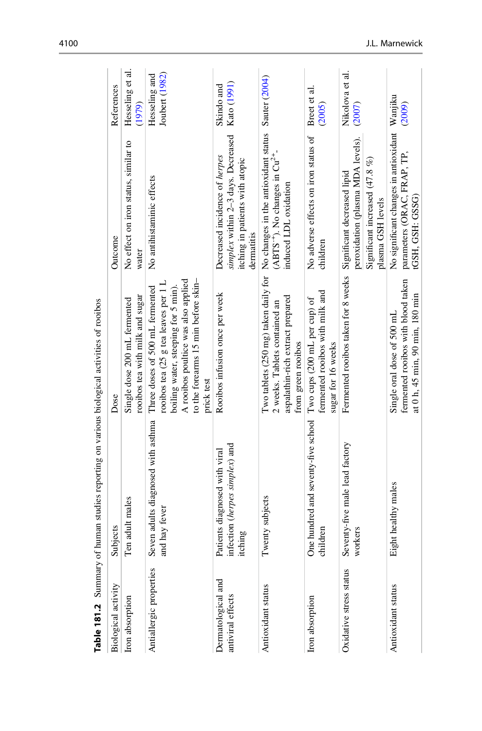**Table 181.2** Summary of human studies reporting on various biological activities of rooibos

| Biological activity | Subjects | Dose | Outcome | References |
|---|---|---|---|---|
| Iron absorption | Ten adult males | Single dose 200 mL fermented rooibos tea with milk and sugar | No effect on iron status, similar to water | Hesseling et al. (1979) |
| Antiallergic properties | Seven adults diagnosed with asthma and hay fever | Three doses of 500 mL fermented rooibos tea (25 g tea leaves per 1 L boiling water, steeping for 5 min). A rooibos poultice was also applied to the forearms 15 min before skin–prick test | No antihistaminic effects | Hesseling and Joubert (1982) |
| Dermatological and antiviral effects | Patients diagnosed with viral infection (*herpes simplex*) and itching | Rooibos infusion once per week | Decreased incidence of *herpes simplex* within 2–3 days. Decreased itching in patients with atopic dermatitis | Skindo and Kato (1991) |
| Antioxidant status | Twenty subjects | Two tablets (250 mg) taken daily for 2 weeks. Tablets contained an aspalathin-rich extract prepared from green rooibos | No changes in the antioxidant status ($ABTS^{•+}$). No changes in $Cu^{2+}$-induced LDL oxidation | Sauter (2004) |
| Iron absorption | One hundred and seventy-five school children | Two cups (200 mL per cup) of fermented rooibos with milk and sugar for 16 weeks | No adverse effects on iron status of children | Breet et al. (2005) |
| Oxidative stress status | Seventy-five male lead factory workers | Fermented rooibos taken for 8 weeks | Significant decreased lipid peroxidation (plasma MDA levels). Significant increased (47.8 %) plasma GSH levels | Nikolova et al. (2007) |
| Antioxidant status | Eight healthy males | Single oral dose of 500 mL fermented rooibos with blood taken at 0 h, 45 min, 90 min, 180 min | No significant changes in antioxidant parameters (ORAC, FRAP, TP, tGSH, GSH: GSSG) | Wanjiku (2009) |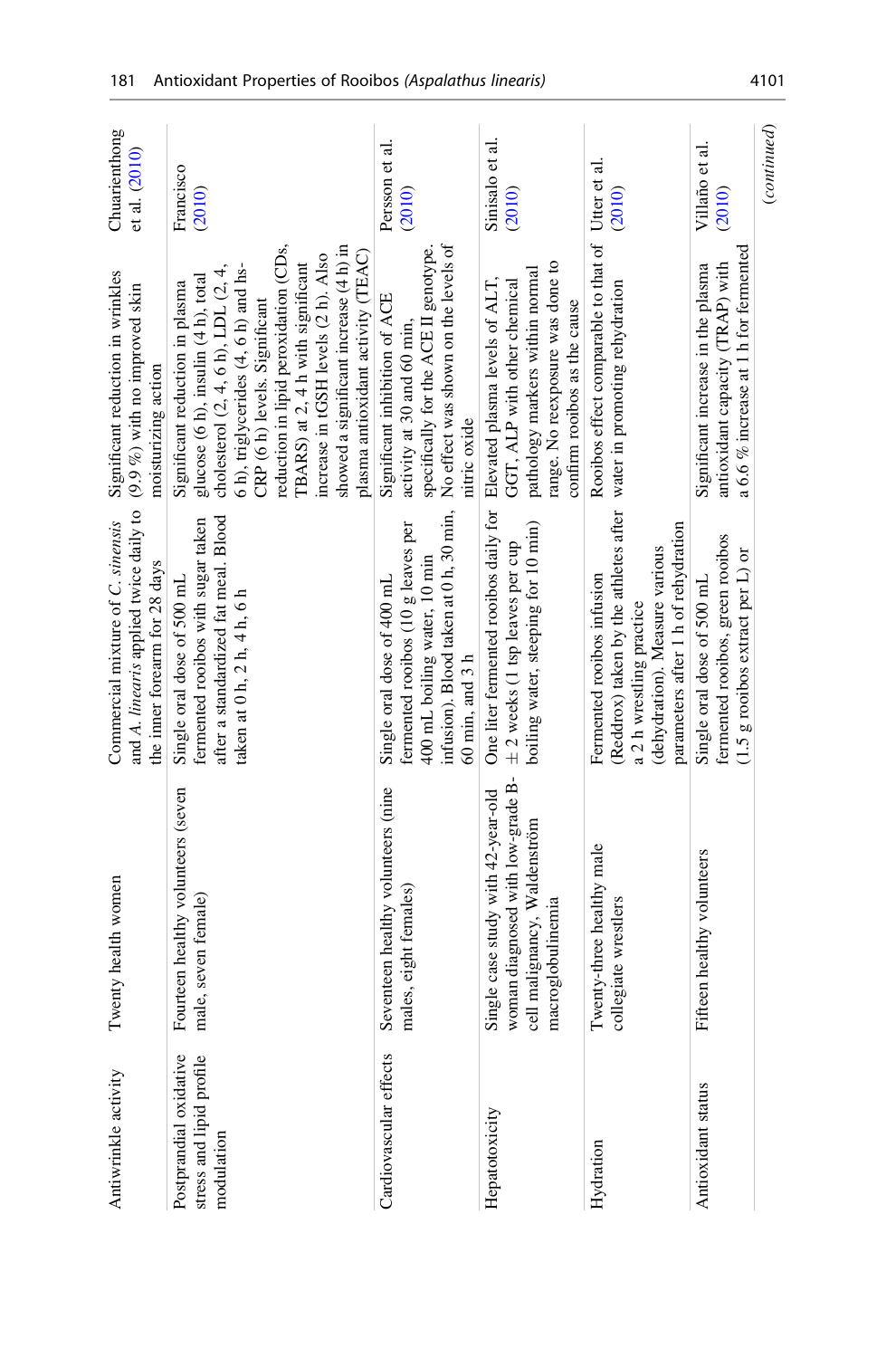| Antiwrinkle activity | Twenty health women | Commercial mixture of *C. sinensis* and *A. linearis* applied twice daily to the inner forearm for 28 days | Significant reduction in wrinkles (9.9 %) with no improved skin moisturizing action | Chuarienthong et al. (2010) |
|---|---|---|---|---|
| Postprandial oxidative stress and lipid profile modulation | Fourteen healthy volunteers (seven male, seven female) | Single oral dose of 500 mL fermented rooibos with sugar taken after a standardized fat meal. Blood taken at 0 h, 2 h, 4 h, 6 h | Significant reduction in plasma glucose (6 h), insulin (4 h), total cholesterol (2, 4, 6 h), LDL (2, 4, 6 h), triglycerides (4, 6 h) and hs-CRP (6 h) levels. Significant reduction in lipid peroxidation (CDs, TBARS) at 2, 4 h with significant increase in tGSH levels (2 h). Also showed a significant increase (4 h) in plasma antioxidant activity (TEAC) | Francisco (2010) |
| Cardiovascular effects | Seventeen healthy volunteers (nine males, eight females) | Single oral dose of 400 mL fermented rooibos (10 g leaves per 400 mL boiling water, 10 min infusion). Blood taken at 0 h, 30 min, 60 min, and 3 h | Significant inhibition of ACE activity at 30 and 60 min, specifically for the ACE II genotype. No effect was shown on the levels of nitric oxide | Persson et al. (2010) |
| Hepatotoxicity | Single case study with 42-year-old woman diagnosed with low-grade B-cell malignancy, Waldenström macroglobulinemia | One liter fermented rooibos daily for ± 2 weeks (1 tsp leaves per cup boiling water, steeping for 10 min) | Elevated plasma levels of ALT, GGT, ALP with other chemical pathology markers within normal range. No reexposure was done to confirm rooibos as the cause | Sinisalo et al. (2010) |
| Hydration | Twenty-three healthy male collegiate wrestlers | Fermented rooibos infusion (Reddrox) taken by the athletes after a 2 h wrestling practice (dehydration). Measure various parameters after 1 h of rehydration | Rooibos effect comparable to that of water in promoting rehydration | Utter et al. (2010) |
| Antioxidant status | Fifteen healthy volunteers | Single oral dose of 500 mL fermented rooibos, green rooibos (1.5 g rooibos extract per L) or | Significant increase in the plasma antioxidant capacity (TRAP) with a 6.6 % increase at 1 h for fermented | Villaño et al. (2010) |

(*continued*)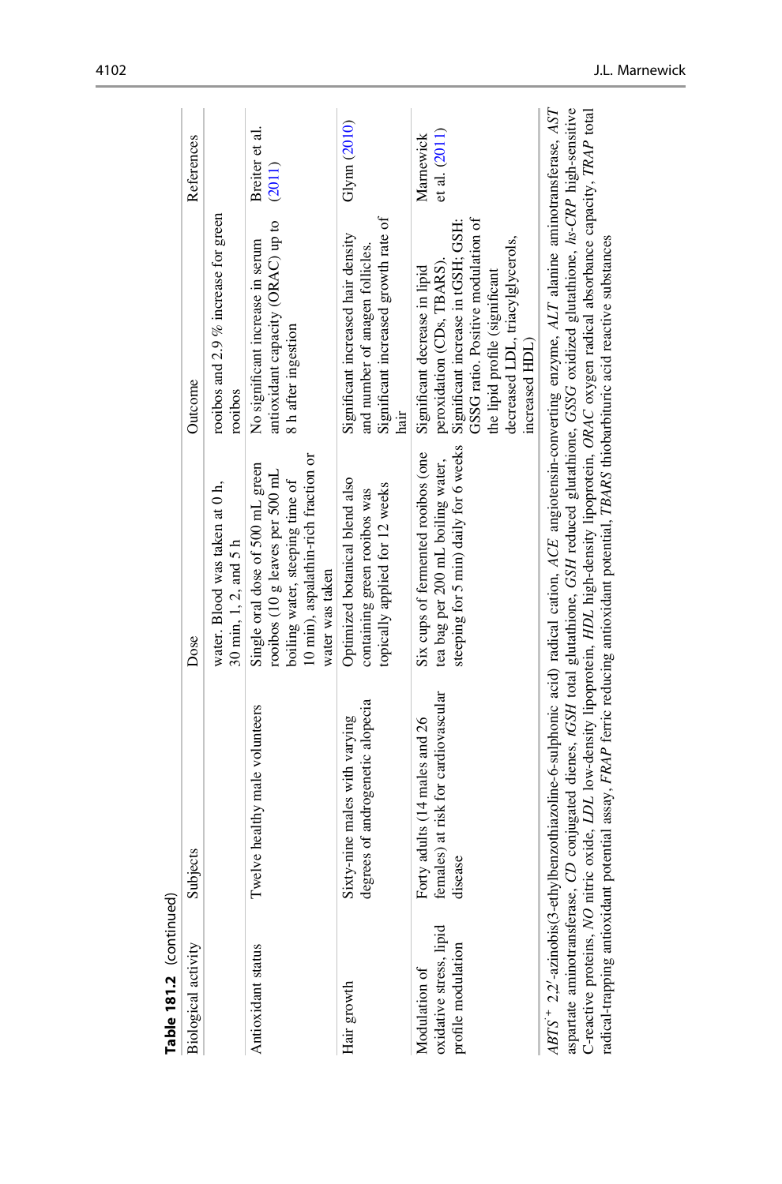**Table 181.2** (continued)

| Biological activity | Subjects | Dose | Outcome | References |
|---|---|---|---|---|
| | | water. Blood was taken at 0 h, 30 min, 1, 2, and 5 h | rooibos and 2.9 % increase for green rooibos | |
| Antioxidant status | Twelve healthy male volunteers | Single oral dose of 500 mL green rooibos (10 g leaves per 500 mL boiling water, steeping time of 10 min), aspalathin-rich fraction or water was taken | No significant increase in serum antioxidant capacity (ORAC) up to 8 h after ingestion | Breiter et al. (2011) |
| Hair growth | Sixty-nine males with varying degrees of androgenetic alopecia | Optimized botanical blend also containing green rooibos was topically applied for 12 weeks | Significant increased hair density and number of anagen follicles. Significant increased growth rate of hair | Glynn (2010) |
| Modulation of oxidative stress, lipid profile modulation | Forty adults (14 males and 26 females) at risk for cardiovascular disease | Six cups of fermented rooibos (one tea bag per 200 mL boiling water, steeping for 5 min) daily for 6 weeks | Significant decrease in lipid peroxidation (CDs, TBARS). Significant increase in tGSH; GSH: GSSG ratio. Positive modulation of the lipid profile (significant decreased LDL, triacylglycerols, increased HDL) | Marnewick et al. (2011) |

*ABTS*$^{+}$ 2,2′-azinobis(3-ethylbenzothiazoline-6-sulphonic acid) radical cation, *ACE* angiotensin-converting enzyme, *ALT* alanine aminotransferase, *AST* aspartate aminotransferase, *CD* conjugated dienes, *tGSH* total glutathione, *GSH* reduced glutathione, *GSSG* oxidized glutathione, *hs-CRP* high-sensitive C-reactive proteins, *NO* nitric oxide, *LDL* low-density lipoprotein, *HDL* high-density lipoprotein, *ORAC* oxygen radical absorbance capacity, *TRAP* total radical-trapping antioxidant potential assay, *FRAP* ferric reducing antioxidant potential, *TBARS* thiobarbituric acid reactive substances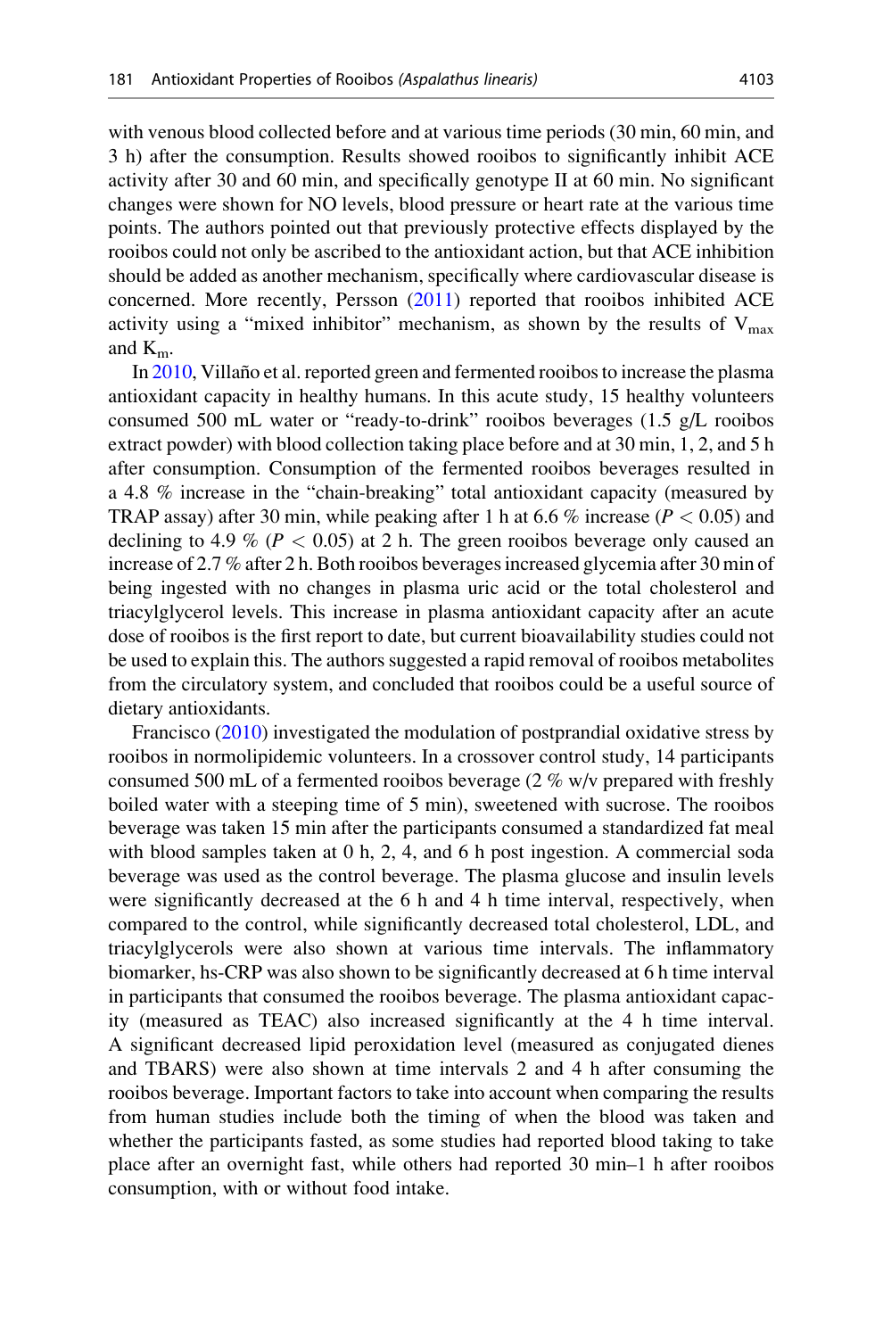with venous blood collected before and at various time periods (30 min, 60 min, and 3 h) after the consumption. Results showed rooibos to significantly inhibit ACE activity after 30 and 60 min, and specifically genotype II at 60 min. No significant changes were shown for NO levels, blood pressure or heart rate at the various time points. The authors pointed out that previously protective effects displayed by the rooibos could not only be ascribed to the antioxidant action, but that ACE inhibition should be added as another mechanism, specifically where cardiovascular disease is concerned. More recently, Persson (2011) reported that rooibos inhibited ACE activity using a "mixed inhibitor" mechanism, as shown by the results of $V_{max}$ and $K_m$.

In 2010, Villaño et al. reported green and fermented rooibos to increase the plasma antioxidant capacity in healthy humans. In this acute study, 15 healthy volunteers consumed 500 mL water or "ready-to-drink" rooibos beverages (1.5 g/L rooibos extract powder) with blood collection taking place before and at 30 min, 1, 2, and 5 h after consumption. Consumption of the fermented rooibos beverages resulted in a 4.8 % increase in the "chain-breaking" total antioxidant capacity (measured by TRAP assay) after 30 min, while peaking after 1 h at 6.6 % increase ($P < 0.05$) and declining to 4.9 % ($P < 0.05$) at 2 h. The green rooibos beverage only caused an increase of 2.7 % after 2 h. Both rooibos beverages increased glycemia after 30 min of being ingested with no changes in plasma uric acid or the total cholesterol and triacylglycerol levels. This increase in plasma antioxidant capacity after an acute dose of rooibos is the first report to date, but current bioavailability studies could not be used to explain this. The authors suggested a rapid removal of rooibos metabolites from the circulatory system, and concluded that rooibos could be a useful source of dietary antioxidants.

Francisco (2010) investigated the modulation of postprandial oxidative stress by rooibos in normolipidemic volunteers. In a crossover control study, 14 participants consumed 500 mL of a fermented rooibos beverage (2 % w/v prepared with freshly boiled water with a steeping time of 5 min), sweetened with sucrose. The rooibos beverage was taken 15 min after the participants consumed a standardized fat meal with blood samples taken at 0 h, 2, 4, and 6 h post ingestion. A commercial soda beverage was used as the control beverage. The plasma glucose and insulin levels were significantly decreased at the 6 h and 4 h time interval, respectively, when compared to the control, while significantly decreased total cholesterol, LDL, and triacylglycerols were also shown at various time intervals. The inflammatory biomarker, hs-CRP was also shown to be significantly decreased at 6 h time interval in participants that consumed the rooibos beverage. The plasma antioxidant capacity (measured as TEAC) also increased significantly at the 4 h time interval. A significant decreased lipid peroxidation level (measured as conjugated dienes and TBARS) were also shown at time intervals 2 and 4 h after consuming the rooibos beverage. Important factors to take into account when comparing the results from human studies include both the timing of when the blood was taken and whether the participants fasted, as some studies had reported blood taking to take place after an overnight fast, while others had reported 30 min–1 h after rooibos consumption, with or without food intake.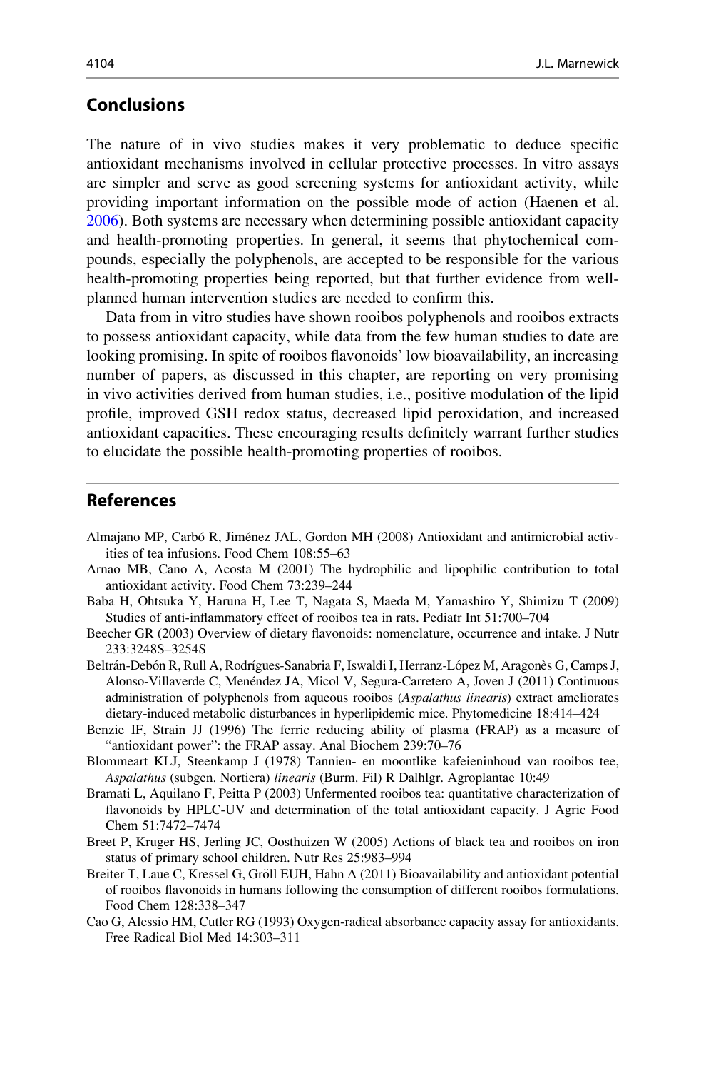## Conclusions

The nature of in vivo studies makes it very problematic to deduce specific antioxidant mechanisms involved in cellular protective processes. In vitro assays are simpler and serve as good screening systems for antioxidant activity, while providing important information on the possible mode of action (Haenen et al. 2006). Both systems are necessary when determining possible antioxidant capacity and health-promoting properties. In general, it seems that phytochemical compounds, especially the polyphenols, are accepted to be responsible for the various health-promoting properties being reported, but that further evidence from well-planned human intervention studies are needed to confirm this.

Data from in vitro studies have shown rooibos polyphenols and rooibos extracts to possess antioxidant capacity, while data from the few human studies to date are looking promising. In spite of rooibos flavonoids' low bioavailability, an increasing number of papers, as discussed in this chapter, are reporting on very promising in vivo activities derived from human studies, i.e., positive modulation of the lipid profile, improved GSH redox status, decreased lipid peroxidation, and increased antioxidant capacities. These encouraging results definitely warrant further studies to elucidate the possible health-promoting properties of rooibos.

## References

Almajano MP, Carbó R, Jiménez JAL, Gordon MH (2008) Antioxidant and antimicrobial activities of tea infusions. Food Chem 108:55–63

Arnao MB, Cano A, Acosta M (2001) The hydrophilic and lipophilic contribution to total antioxidant activity. Food Chem 73:239–244

Baba H, Ohtsuka Y, Haruna H, Lee T, Nagata S, Maeda M, Yamashiro Y, Shimizu T (2009) Studies of anti-inflammatory effect of rooibos tea in rats. Pediatr Int 51:700–704

Beecher GR (2003) Overview of dietary flavonoids: nomenclature, occurrence and intake. J Nutr 233:3248S–3254S

Beltrán-Debón R, Rull A, Rodrígues-Sanabria F, Iswaldi I, Herranz-López M, Aragonès G, Camps J, Alonso-Villaverde C, Menéndez JA, Micol V, Segura-Carretero A, Joven J (2011) Continuous administration of polyphenols from aqueous rooibos (*Aspalathus linearis*) extract ameliorates dietary-induced metabolic disturbances in hyperlipidemic mice. Phytomedicine 18:414–424

Benzie IF, Strain JJ (1996) The ferric reducing ability of plasma (FRAP) as a measure of "antioxidant power": the FRAP assay. Anal Biochem 239:70–76

Blommeart KLJ, Steenkamp J (1978) Tannien- en moontlike kafeieninhoud van rooibos tee, *Aspalathus* (subgen. Nortiera) *linearis* (Burm. Fil) R Dalhlgr. Agroplantae 10:49

Bramati L, Aquilano F, Peitta P (2003) Unfermented rooibos tea: quantitative characterization of flavonoids by HPLC-UV and determination of the total antioxidant capacity. J Agric Food Chem 51:7472–7474

Breet P, Kruger HS, Jerling JC, Oosthuizen W (2005) Actions of black tea and rooibos on iron status of primary school children. Nutr Res 25:983–994

Breiter T, Laue C, Kressel G, Gröll EUH, Hahn A (2011) Bioavailability and antioxidant potential of rooibos flavonoids in humans following the consumption of different rooibos formulations. Food Chem 128:338–347

Cao G, Alessio HM, Cutler RG (1993) Oxygen-radical absorbance capacity assay for antioxidants. Free Radical Biol Med 14:303–311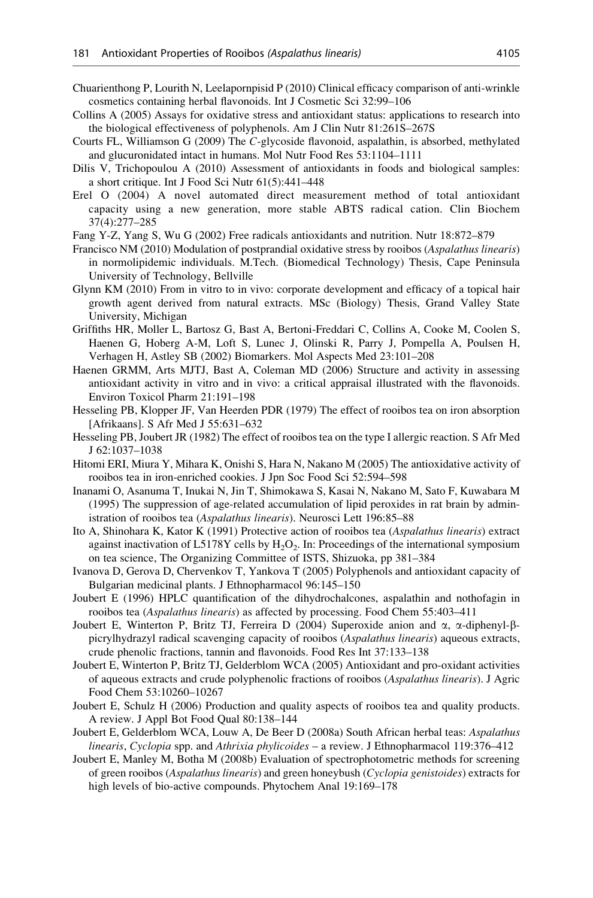Chuarienthong P, Lourith N, Leelapornpisid P (2010) Clinical efficacy comparison of anti-wrinkle cosmetics containing herbal flavonoids. Int J Cosmetic Sci 32:99–106

Collins A (2005) Assays for oxidative stress and antioxidant status: applications to research into the biological effectiveness of polyphenols. Am J Clin Nutr 81:261S–267S

Courts FL, Williamson G (2009) The *C*-glycoside flavonoid, aspalathin, is absorbed, methylated and glucuronidated intact in humans. Mol Nutr Food Res 53:1104–1111

Dilis V, Trichopoulou A (2010) Assessment of antioxidants in foods and biological samples: a short critique. Int J Food Sci Nutr 61(5):441–448

Erel O (2004) A novel automated direct measurement method of total antioxidant capacity using a new generation, more stable ABTS radical cation. Clin Biochem 37(4):277–285

Fang Y-Z, Yang S, Wu G (2002) Free radicals antioxidants and nutrition. Nutr 18:872–879

Francisco NM (2010) Modulation of postprandial oxidative stress by rooibos (*Aspalathus linearis*) in normolipidemic individuals. M.Tech. (Biomedical Technology) Thesis, Cape Peninsula University of Technology, Bellville

Glynn KM (2010) From in vitro to in vivo: corporate development and efficacy of a topical hair growth agent derived from natural extracts. MSc (Biology) Thesis, Grand Valley State University, Michigan

Griffiths HR, Moller L, Bartosz G, Bast A, Bertoni-Freddari C, Collins A, Cooke M, Coolen S, Haenen G, Hoberg A-M, Loft S, Lunec J, Olinski R, Parry J, Pompella A, Poulsen H, Verhagen H, Astley SB (2002) Biomarkers. Mol Aspects Med 23:101–208

Haenen GRMM, Arts MJTJ, Bast A, Coleman MD (2006) Structure and activity in assessing antioxidant activity in vitro and in vivo: a critical appraisal illustrated with the flavonoids. Environ Toxicol Pharm 21:191–198

Hesseling PB, Klopper JF, Van Heerden PDR (1979) The effect of rooibos tea on iron absorption [Afrikaans]. S Afr Med J 55:631–632

Hesseling PB, Joubert JR (1982) The effect of rooibos tea on the type I allergic reaction. S Afr Med J 62:1037–1038

Hitomi ERI, Miura Y, Mihara K, Onishi S, Hara N, Nakano M (2005) The antioxidative activity of rooibos tea in iron-enriched cookies. J Jpn Soc Food Sci 52:594–598

Inanami O, Asanuma T, Inukai N, Jin T, Shimokawa S, Kasai N, Nakano M, Sato F, Kuwabara M (1995) The suppression of age-related accumulation of lipid peroxides in rat brain by administration of rooibos tea (*Aspalathus linearis*). Neurosci Lett 196:85–88

Ito A, Shinohara K, Kator K (1991) Protective action of rooibos tea (*Aspalathus linearis*) extract against inactivation of L5178Y cells by $H_2O_2$. In: Proceedings of the international symposium on tea science, The Organizing Committee of ISTS, Shizuoka, pp 381–384

Ivanova D, Gerova D, Chervenkov T, Yankova T (2005) Polyphenols and antioxidant capacity of Bulgarian medicinal plants. J Ethnopharmacol 96:145–150

Joubert E (1996) HPLC quantification of the dihydrochalcones, aspalathin and nothofagin in rooibos tea (*Aspalathus linearis*) as affected by processing. Food Chem 55:403–411

Joubert E, Winterton P, Britz TJ, Ferreira D (2004) Superoxide anion and α, α-diphenyl-β-picrylhydrazyl radical scavenging capacity of rooibos (*Aspalathus linearis*) aqueous extracts, crude phenolic fractions, tannin and flavonoids. Food Res Int 37:133–138

Joubert E, Winterton P, Britz TJ, Gelderblom WCA (2005) Antioxidant and pro-oxidant activities of aqueous extracts and crude polyphenolic fractions of rooibos (*Aspalathus linearis*). J Agric Food Chem 53:10260–10267

Joubert E, Schulz H (2006) Production and quality aspects of rooibos tea and quality products. A review. J Appl Bot Food Qual 80:138–144

Joubert E, Gelderblom WCA, Louw A, De Beer D (2008a) South African herbal teas: *Aspalathus linearis*, *Cyclopia* spp. and *Athrixia phylicoides* – a review. J Ethnopharmacol 119:376–412

Joubert E, Manley M, Botha M (2008b) Evaluation of spectrophotometric methods for screening of green rooibos (*Aspalathus linearis*) and green honeybush (*Cyclopia genistoides*) extracts for high levels of bio-active compounds. Phytochem Anal 19:169–178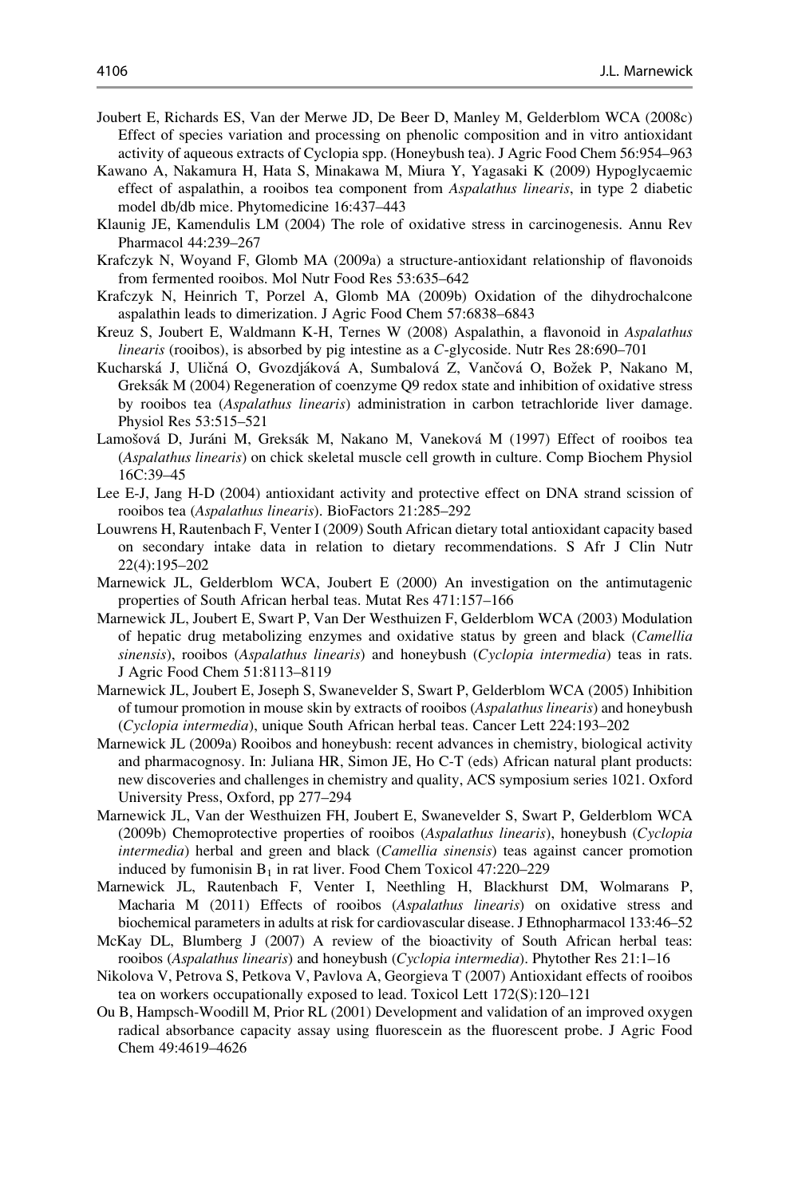Joubert E, Richards ES, Van der Merwe JD, De Beer D, Manley M, Gelderblom WCA (2008c) Effect of species variation and processing on phenolic composition and in vitro antioxidant activity of aqueous extracts of Cyclopia spp. (Honeybush tea). J Agric Food Chem 56:954–963

Kawano A, Nakamura H, Hata S, Minakawa M, Miura Y, Yagasaki K (2009) Hypoglycaemic effect of aspalathin, a rooibos tea component from *Aspalathus linearis*, in type 2 diabetic model db/db mice. Phytomedicine 16:437–443

Klaunig JE, Kamendulis LM (2004) The role of oxidative stress in carcinogenesis. Annu Rev Pharmacol 44:239–267

Krafczyk N, Woyand F, Glomb MA (2009a) a structure-antioxidant relationship of flavonoids from fermented rooibos. Mol Nutr Food Res 53:635–642

Krafczyk N, Heinrich T, Porzel A, Glomb MA (2009b) Oxidation of the dihydrochalcone aspalathin leads to dimerization. J Agric Food Chem 57:6838–6843

Kreuz S, Joubert E, Waldmann K-H, Ternes W (2008) Aspalathin, a flavonoid in *Aspalathus linearis* (rooibos), is absorbed by pig intestine as a *C*-glycoside. Nutr Res 28:690–701

Kucharská J, Uličná O, Gvozdjáková A, Sumbalová Z, Vančová O, Božek P, Nakano M, Greksák M (2004) Regeneration of coenzyme Q9 redox state and inhibition of oxidative stress by rooibos tea (*Aspalathus linearis*) administration in carbon tetrachloride liver damage. Physiol Res 53:515–521

Lamošová D, Juráni M, Greksák M, Nakano M, Vaneková M (1997) Effect of rooibos tea (*Aspalathus linearis*) on chick skeletal muscle cell growth in culture. Comp Biochem Physiol 16C:39–45

Lee E-J, Jang H-D (2004) antioxidant activity and protective effect on DNA strand scission of rooibos tea (*Aspalathus linearis*). BioFactors 21:285–292

Louwrens H, Rautenbach F, Venter I (2009) South African dietary total antioxidant capacity based on secondary intake data in relation to dietary recommendations. S Afr J Clin Nutr 22(4):195–202

Marnewick JL, Gelderblom WCA, Joubert E (2000) An investigation on the antimutagenic properties of South African herbal teas. Mutat Res 471:157–166

Marnewick JL, Joubert E, Swart P, Van Der Westhuizen F, Gelderblom WCA (2003) Modulation of hepatic drug metabolizing enzymes and oxidative status by green and black (*Camellia sinensis*), rooibos (*Aspalathus linearis*) and honeybush (*Cyclopia intermedia*) teas in rats. J Agric Food Chem 51:8113–8119

Marnewick JL, Joubert E, Joseph S, Swanevelder S, Swart P, Gelderblom WCA (2005) Inhibition of tumour promotion in mouse skin by extracts of rooibos (*Aspalathus linearis*) and honeybush (*Cyclopia intermedia*), unique South African herbal teas. Cancer Lett 224:193–202

Marnewick JL (2009a) Rooibos and honeybush: recent advances in chemistry, biological activity and pharmacognosy. In: Juliana HR, Simon JE, Ho C-T (eds) African natural plant products: new discoveries and challenges in chemistry and quality, ACS symposium series 1021. Oxford University Press, Oxford, pp 277–294

Marnewick JL, Van der Westhuizen FH, Joubert E, Swanevelder S, Swart P, Gelderblom WCA (2009b) Chemoprotective properties of rooibos (*Aspalathus linearis*), honeybush (*Cyclopia intermedia*) herbal and green and black (*Camellia sinensis*) teas against cancer promotion induced by fumonisin $B_1$ in rat liver. Food Chem Toxicol 47:220–229

Marnewick JL, Rautenbach F, Venter I, Neethling H, Blackhurst DM, Wolmarans P, Macharia M (2011) Effects of rooibos (*Aspalathus linearis*) on oxidative stress and biochemical parameters in adults at risk for cardiovascular disease. J Ethnopharmacol 133:46–52

McKay DL, Blumberg J (2007) A review of the bioactivity of South African herbal teas: rooibos (*Aspalathus linearis*) and honeybush (*Cyclopia intermedia*). Phytother Res 21:1–16

Nikolova V, Petrova S, Petkova V, Pavlova A, Georgieva T (2007) Antioxidant effects of rooibos tea on workers occupationally exposed to lead. Toxicol Lett 172(S):120–121

Ou B, Hampsch-Woodill M, Prior RL (2001) Development and validation of an improved oxygen radical absorbance capacity assay using fluorescein as the fluorescent probe. J Agric Food Chem 49:4619–4626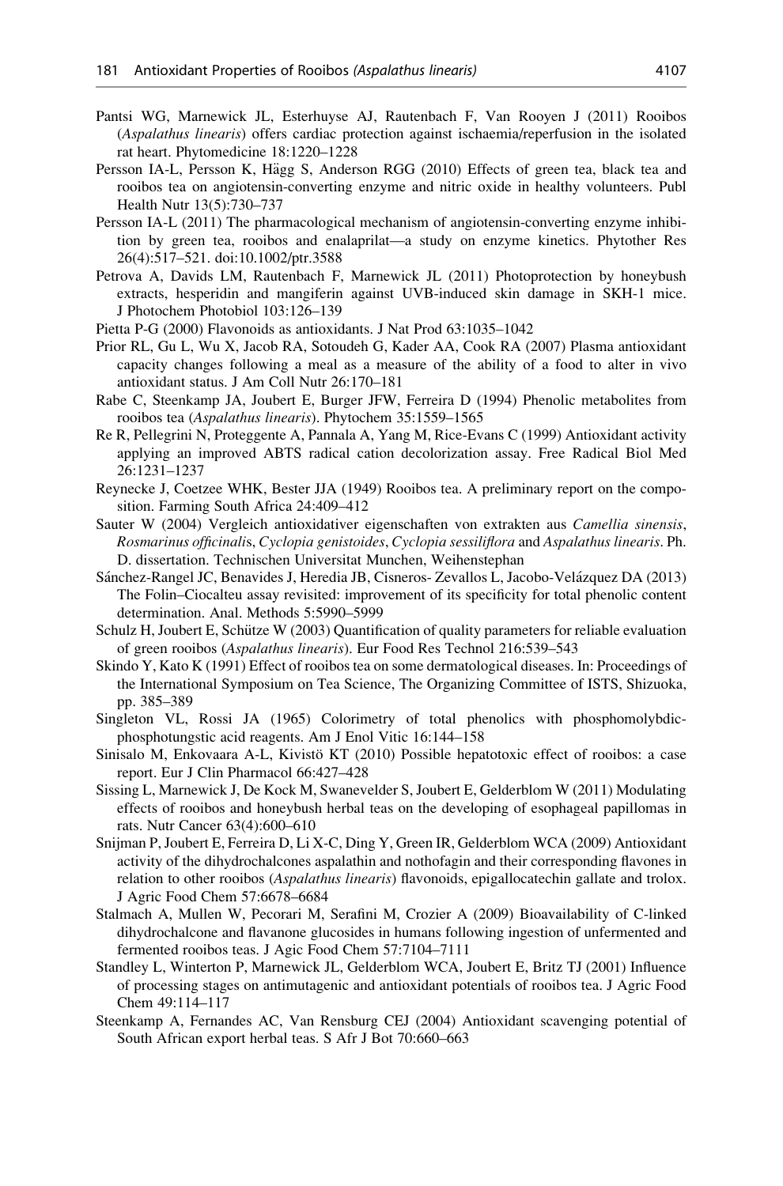Pantsi WG, Marnewick JL, Esterhuyse AJ, Rautenbach F, Van Rooyen J (2011) Rooibos (*Aspalathus linearis*) offers cardiac protection against ischaemia/reperfusion in the isolated rat heart. Phytomedicine 18:1220–1228

Persson IA-L, Persson K, Hägg S, Anderson RGG (2010) Effects of green tea, black tea and rooibos tea on angiotensin-converting enzyme and nitric oxide in healthy volunteers. Publ Health Nutr 13(5):730–737

Persson IA-L (2011) The pharmacological mechanism of angiotensin-converting enzyme inhibition by green tea, rooibos and enalaprilat—a study on enzyme kinetics. Phytother Res 26(4):517–521. doi:10.1002/ptr.3588

Petrova A, Davids LM, Rautenbach F, Marnewick JL (2011) Photoprotection by honeybush extracts, hesperidin and mangiferin against UVB-induced skin damage in SKH-1 mice. J Photochem Photobiol 103:126–139

Pietta P-G (2000) Flavonoids as antioxidants. J Nat Prod 63:1035–1042

Prior RL, Gu L, Wu X, Jacob RA, Sotoudeh G, Kader AA, Cook RA (2007) Plasma antioxidant capacity changes following a meal as a measure of the ability of a food to alter in vivo antioxidant status. J Am Coll Nutr 26:170–181

Rabe C, Steenkamp JA, Joubert E, Burger JFW, Ferreira D (1994) Phenolic metabolites from rooibos tea (*Aspalathus linearis*). Phytochem 35:1559–1565

Re R, Pellegrini N, Proteggente A, Pannala A, Yang M, Rice-Evans C (1999) Antioxidant activity applying an improved ABTS radical cation decolorization assay. Free Radical Biol Med 26:1231–1237

Reynecke J, Coetzee WHK, Bester JJA (1949) Rooibos tea. A preliminary report on the composition. Farming South Africa 24:409–412

Sauter W (2004) Vergleich antioxidativer eigenschaften von extrakten aus *Camellia sinensis*, *Rosmarinus officinalis*, *Cyclopia genistoides*, *Cyclopia sessiliflora* and *Aspalathus linearis*. Ph. D. dissertation. Technischen Universitat Munchen, Weihenstephan

Sánchez-Rangel JC, Benavides J, Heredia JB, Cisneros- Zevallos L, Jacobo-Velázquez DA (2013) The Folin–Ciocalteu assay revisited: improvement of its specificity for total phenolic content determination. Anal. Methods 5:5990–5999

Schulz H, Joubert E, Schütze W (2003) Quantification of quality parameters for reliable evaluation of green rooibos (*Aspalathus linearis*). Eur Food Res Technol 216:539–543

Skindo Y, Kato K (1991) Effect of rooibos tea on some dermatological diseases. In: Proceedings of the International Symposium on Tea Science, The Organizing Committee of ISTS, Shizuoka, pp. 385–389

Singleton VL, Rossi JA (1965) Colorimetry of total phenolics with phosphomolybdic-phosphotungstic acid reagents. Am J Enol Vitic 16:144–158

Sinisalo M, Enkovaara A-L, Kivistö KT (2010) Possible hepatotoxic effect of rooibos: a case report. Eur J Clin Pharmacol 66:427–428

Sissing L, Marnewick J, De Kock M, Swanevelder S, Joubert E, Gelderblom W (2011) Modulating effects of rooibos and honeybush herbal teas on the developing of esophageal papillomas in rats. Nutr Cancer 63(4):600–610

Snijman P, Joubert E, Ferreira D, Li X-C, Ding Y, Green IR, Gelderblom WCA (2009) Antioxidant activity of the dihydrochalcones aspalathin and nothofagin and their corresponding flavones in relation to other rooibos (*Aspalathus linearis*) flavonoids, epigallocatechin gallate and trolox. J Agric Food Chem 57:6678–6684

Stalmach A, Mullen W, Pecorari M, Serafini M, Crozier A (2009) Bioavailability of C-linked dihydrochalcone and flavanone glucosides in humans following ingestion of unfermented and fermented rooibos teas. J Agic Food Chem 57:7104–7111

Standley L, Winterton P, Marnewick JL, Gelderblom WCA, Joubert E, Britz TJ (2001) Influence of processing stages on antimutagenic and antioxidant potentials of rooibos tea. J Agric Food Chem 49:114–117

Steenkamp A, Fernandes AC, Van Rensburg CEJ (2004) Antioxidant scavenging potential of South African export herbal teas. S Afr J Bot 70:660–663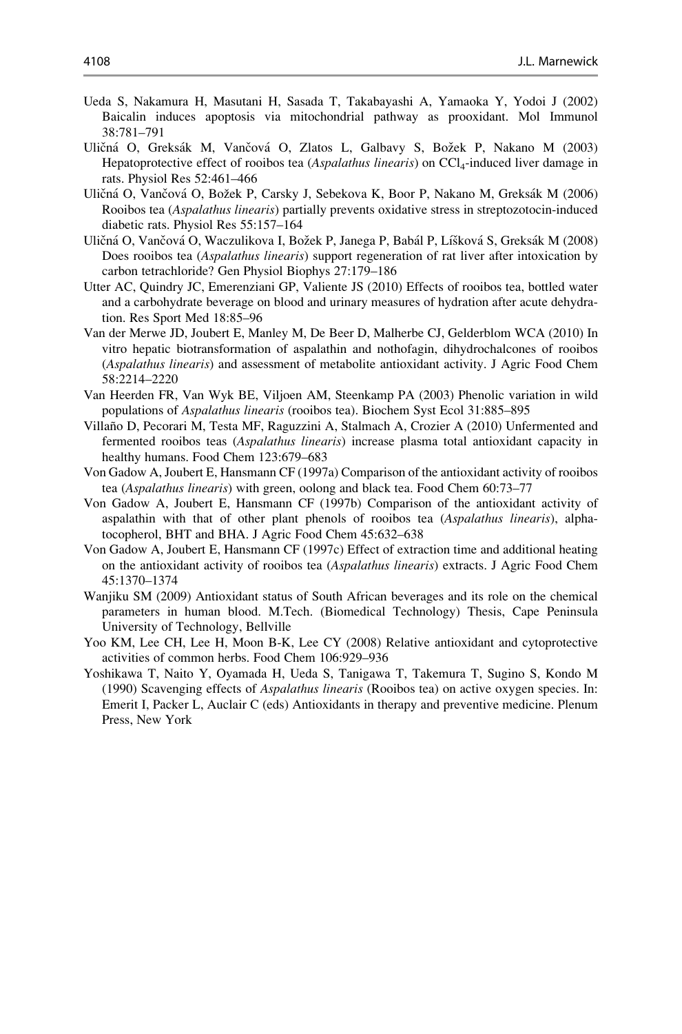Ueda S, Nakamura H, Masutani H, Sasada T, Takabayashi A, Yamaoka Y, Yodoi J (2002) Baicalin induces apoptosis via mitochondrial pathway as prooxidant. Mol Immunol 38:781–791

Uličná O, Greksák M, Vančová O, Zlatos L, Galbavy S, Božek P, Nakano M (2003) Hepatoprotective effect of rooibos tea (*Aspalathus linearis*) on $CCl_4$-induced liver damage in rats. Physiol Res 52:461–466

Uličná O, Vančová O, Božek P, Carsky J, Sebekova K, Boor P, Nakano M, Greksák M (2006) Rooibos tea (*Aspalathus linearis*) partially prevents oxidative stress in streptozotocin-induced diabetic rats. Physiol Res 55:157–164

Uličná O, Vančová O, Waczulikova I, Božek P, Janega P, Babál P, Líšková S, Greksák M (2008) Does rooibos tea (*Aspalathus linearis*) support regeneration of rat liver after intoxication by carbon tetrachloride? Gen Physiol Biophys 27:179–186

Utter AC, Quindry JC, Emerenziani GP, Valiente JS (2010) Effects of rooibos tea, bottled water and a carbohydrate beverage on blood and urinary measures of hydration after acute dehydration. Res Sport Med 18:85–96

Van der Merwe JD, Joubert E, Manley M, De Beer D, Malherbe CJ, Gelderblom WCA (2010) In vitro hepatic biotransformation of aspalathin and nothofagin, dihydrochalcones of rooibos (*Aspalathus linearis*) and assessment of metabolite antioxidant activity. J Agric Food Chem 58:2214–2220

Van Heerden FR, Van Wyk BE, Viljoen AM, Steenkamp PA (2003) Phenolic variation in wild populations of *Aspalathus linearis* (rooibos tea). Biochem Syst Ecol 31:885–895

Villaño D, Pecorari M, Testa MF, Raguzzini A, Stalmach A, Crozier A (2010) Unfermented and fermented rooibos teas (*Aspalathus linearis*) increase plasma total antioxidant capacity in healthy humans. Food Chem 123:679–683

Von Gadow A, Joubert E, Hansmann CF (1997a) Comparison of the antioxidant activity of rooibos tea (*Aspalathus linearis*) with green, oolong and black tea. Food Chem 60:73–77

Von Gadow A, Joubert E, Hansmann CF (1997b) Comparison of the antioxidant activity of aspalathin with that of other plant phenols of rooibos tea (*Aspalathus linearis*), alpha-tocopherol, BHT and BHA. J Agric Food Chem 45:632–638

Von Gadow A, Joubert E, Hansmann CF (1997c) Effect of extraction time and additional heating on the antioxidant activity of rooibos tea (*Aspalathus linearis*) extracts. J Agric Food Chem 45:1370–1374

Wanjiku SM (2009) Antioxidant status of South African beverages and its role on the chemical parameters in human blood. M.Tech. (Biomedical Technology) Thesis, Cape Peninsula University of Technology, Bellville

Yoo KM, Lee CH, Lee H, Moon B-K, Lee CY (2008) Relative antioxidant and cytoprotective activities of common herbs. Food Chem 106:929–936

Yoshikawa T, Naito Y, Oyamada H, Ueda S, Tanigawa T, Takemura T, Sugino S, Kondo M (1990) Scavenging effects of *Aspalathus linearis* (Rooibos tea) on active oxygen species. In: Emerit I, Packer L, Auclair C (eds) Antioxidants in therapy and preventive medicine. Plenum Press, New York